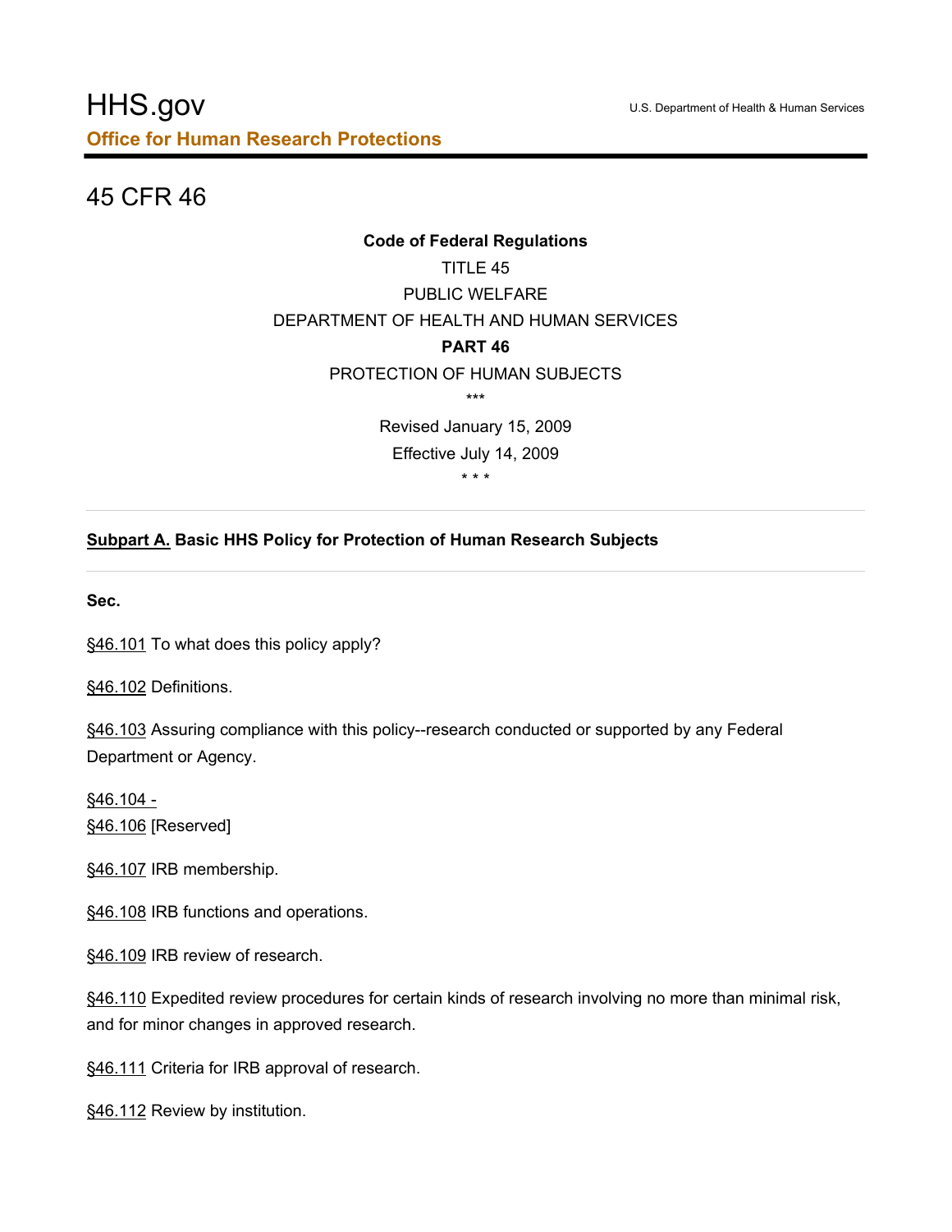HHS.gov

U.S. Department of Health & Human Services

**Office for Human Research Protections**

# 45 CFR 46

**Code of Federal Regulations**

TITLE 45

PUBLIC WELFARE

DEPARTMENT OF HEALTH AND HUMAN SERVICES

**PART 46**

PROTECTION OF HUMAN SUBJECTS

***

Revised January 15, 2009

Effective July 14, 2009

* * *

---

## Subpart A. Basic HHS Policy for Protection of Human Research Subjects

**Sec.**

§46.101 To what does this policy apply?

§46.102 Definitions.

§46.103 Assuring compliance with this policy--research conducted or supported by any Federal Department or Agency.

§46.104 -
§46.106 [Reserved]

§46.107 IRB membership.

§46.108 IRB functions and operations.

§46.109 IRB review of research.

§46.110 Expedited review procedures for certain kinds of research involving no more than minimal risk, and for minor changes in approved research.

§46.111 Criteria for IRB approval of research.

§46.112 Review by institution.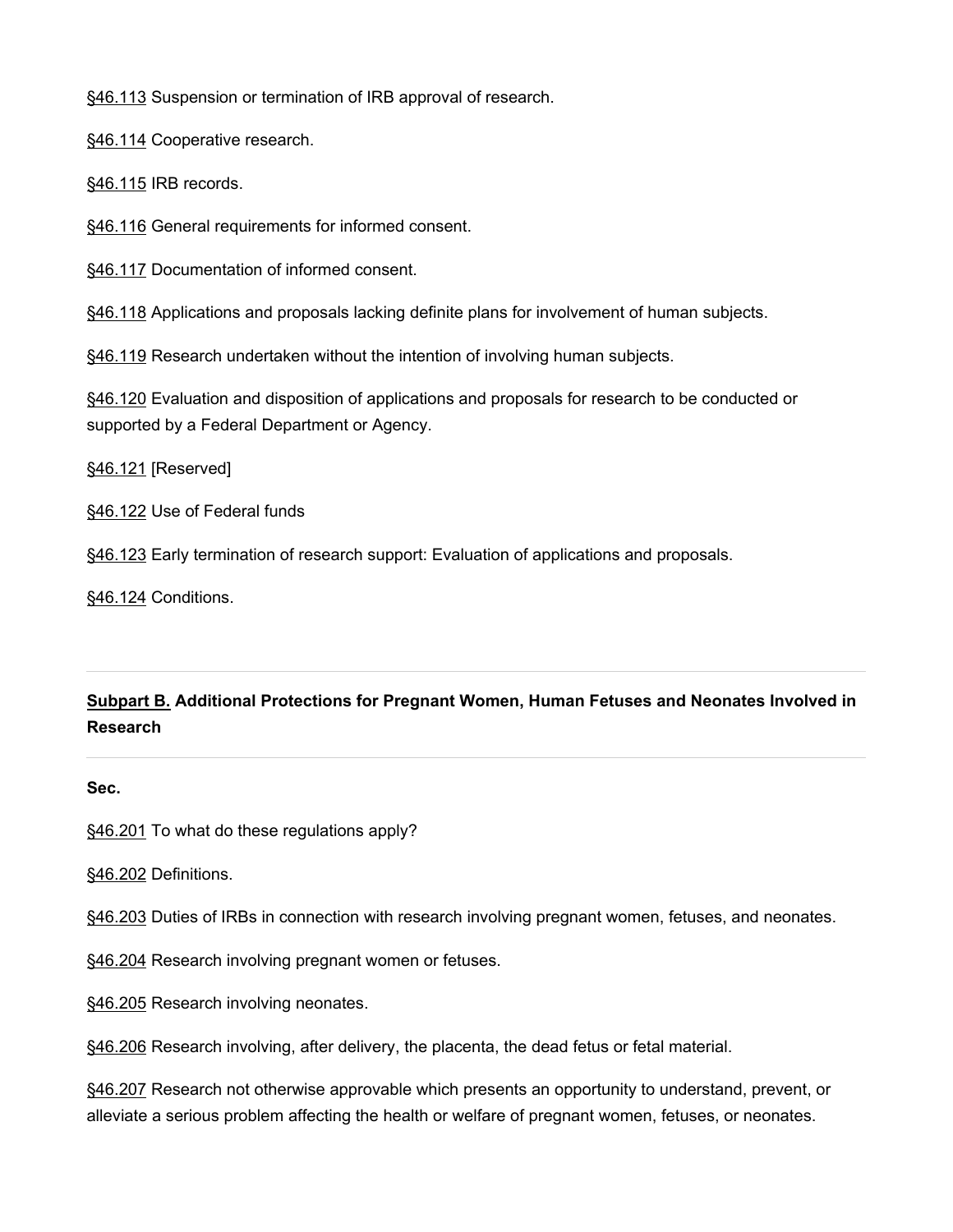§46.113 Suspension or termination of IRB approval of research.

§46.114 Cooperative research.

§46.115 IRB records.

§46.116 General requirements for informed consent.

§46.117 Documentation of informed consent.

§46.118 Applications and proposals lacking definite plans for involvement of human subjects.

§46.119 Research undertaken without the intention of involving human subjects.

§46.120 Evaluation and disposition of applications and proposals for research to be conducted or supported by a Federal Department or Agency.

§46.121 [Reserved]

§46.122 Use of Federal funds

§46.123 Early termination of research support: Evaluation of applications and proposals.

§46.124 Conditions.

---

## Subpart B. Additional Protections for Pregnant Women, Human Fetuses and Neonates Involved in Research

---

**Sec.**

§46.201 To what do these regulations apply?

§46.202 Definitions.

§46.203 Duties of IRBs in connection with research involving pregnant women, fetuses, and neonates.

§46.204 Research involving pregnant women or fetuses.

§46.205 Research involving neonates.

§46.206 Research involving, after delivery, the placenta, the dead fetus or fetal material.

§46.207 Research not otherwise approvable which presents an opportunity to understand, prevent, or alleviate a serious problem affecting the health or welfare of pregnant women, fetuses, or neonates.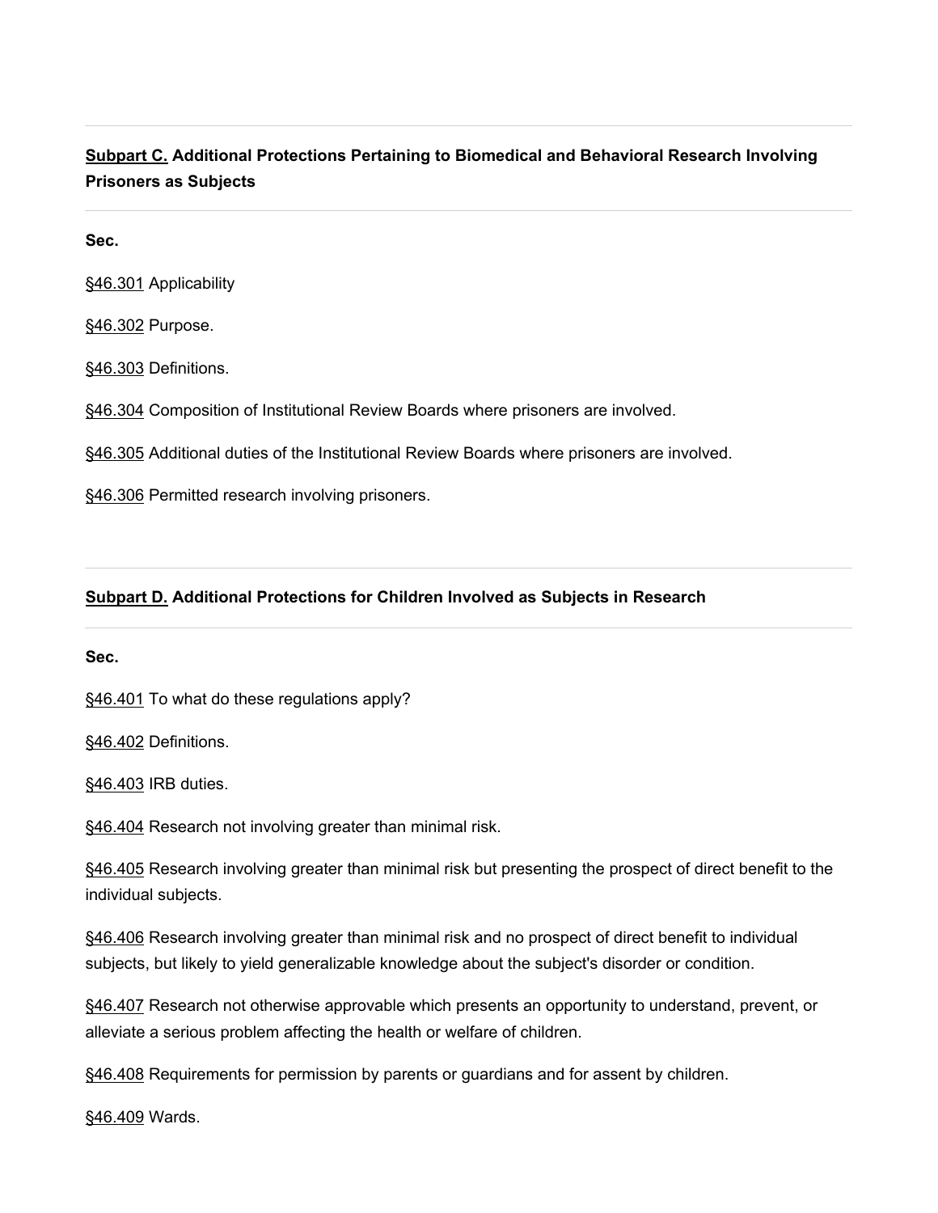## Subpart C. Additional Protections Pertaining to Biomedical and Behavioral Research Involving Prisoners as Subjects

**Sec.**

§46.301 Applicability

§46.302 Purpose.

§46.303 Definitions.

§46.304 Composition of Institutional Review Boards where prisoners are involved.

§46.305 Additional duties of the Institutional Review Boards where prisoners are involved.

§46.306 Permitted research involving prisoners.

## Subpart D. Additional Protections for Children Involved as Subjects in Research

**Sec.**

§46.401 To what do these regulations apply?

§46.402 Definitions.

§46.403 IRB duties.

§46.404 Research not involving greater than minimal risk.

§46.405 Research involving greater than minimal risk but presenting the prospect of direct benefit to the individual subjects.

§46.406 Research involving greater than minimal risk and no prospect of direct benefit to individual subjects, but likely to yield generalizable knowledge about the subject's disorder or condition.

§46.407 Research not otherwise approvable which presents an opportunity to understand, prevent, or alleviate a serious problem affecting the health or welfare of children.

§46.408 Requirements for permission by parents or guardians and for assent by children.

§46.409 Wards.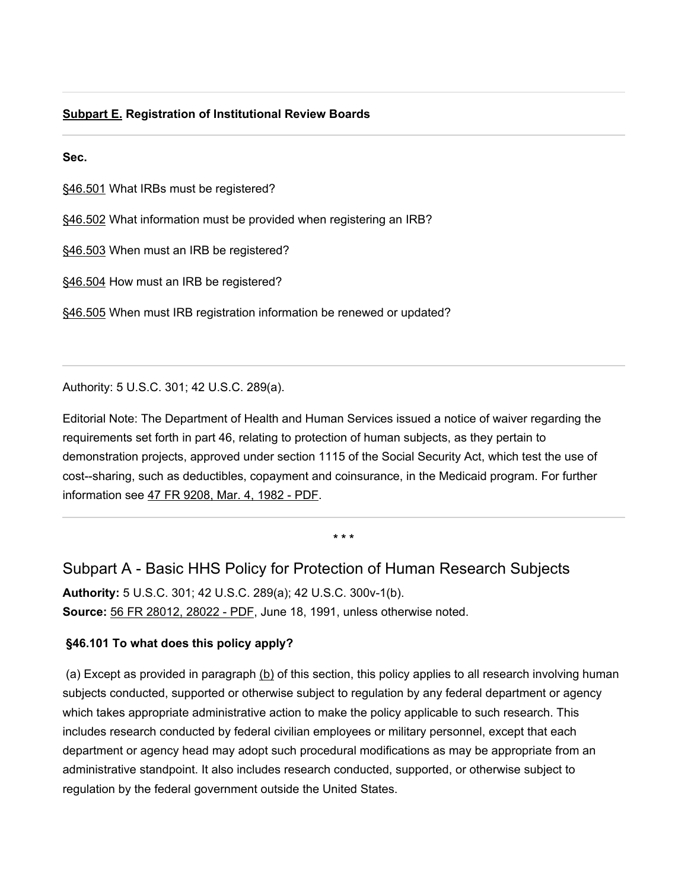---

**Subpart E. Registration of Institutional Review Boards**

---

**Sec.**

§46.501 What IRBs must be registered?

§46.502 What information must be provided when registering an IRB?

§46.503 When must an IRB be registered?

§46.504 How must an IRB be registered?

§46.505 When must IRB registration information be renewed or updated?

---

Authority: 5 U.S.C. 301; 42 U.S.C. 289(a).

Editorial Note: The Department of Health and Human Services issued a notice of waiver regarding the requirements set forth in part 46, relating to protection of human subjects, as they pertain to demonstration projects, approved under section 1115 of the Social Security Act, which test the use of cost--sharing, such as deductibles, copayment and coinsurance, in the Medicaid program. For further information see 47 FR 9208, Mar. 4, 1982 - PDF.

---

\* \* \*

## Subpart A - Basic HHS Policy for Protection of Human Research Subjects

**Authority:** 5 U.S.C. 301; 42 U.S.C. 289(a); 42 U.S.C. 300v-1(b).
**Source:** 56 FR 28012, 28022 - PDF, June 18, 1991, unless otherwise noted.

### §46.101 To what does this policy apply?

(a) Except as provided in paragraph (b) of this section, this policy applies to all research involving human subjects conducted, supported or otherwise subject to regulation by any federal department or agency which takes appropriate administrative action to make the policy applicable to such research. This includes research conducted by federal civilian employees or military personnel, except that each department or agency head may adopt such procedural modifications as may be appropriate from an administrative standpoint. It also includes research conducted, supported, or otherwise subject to regulation by the federal government outside the United States.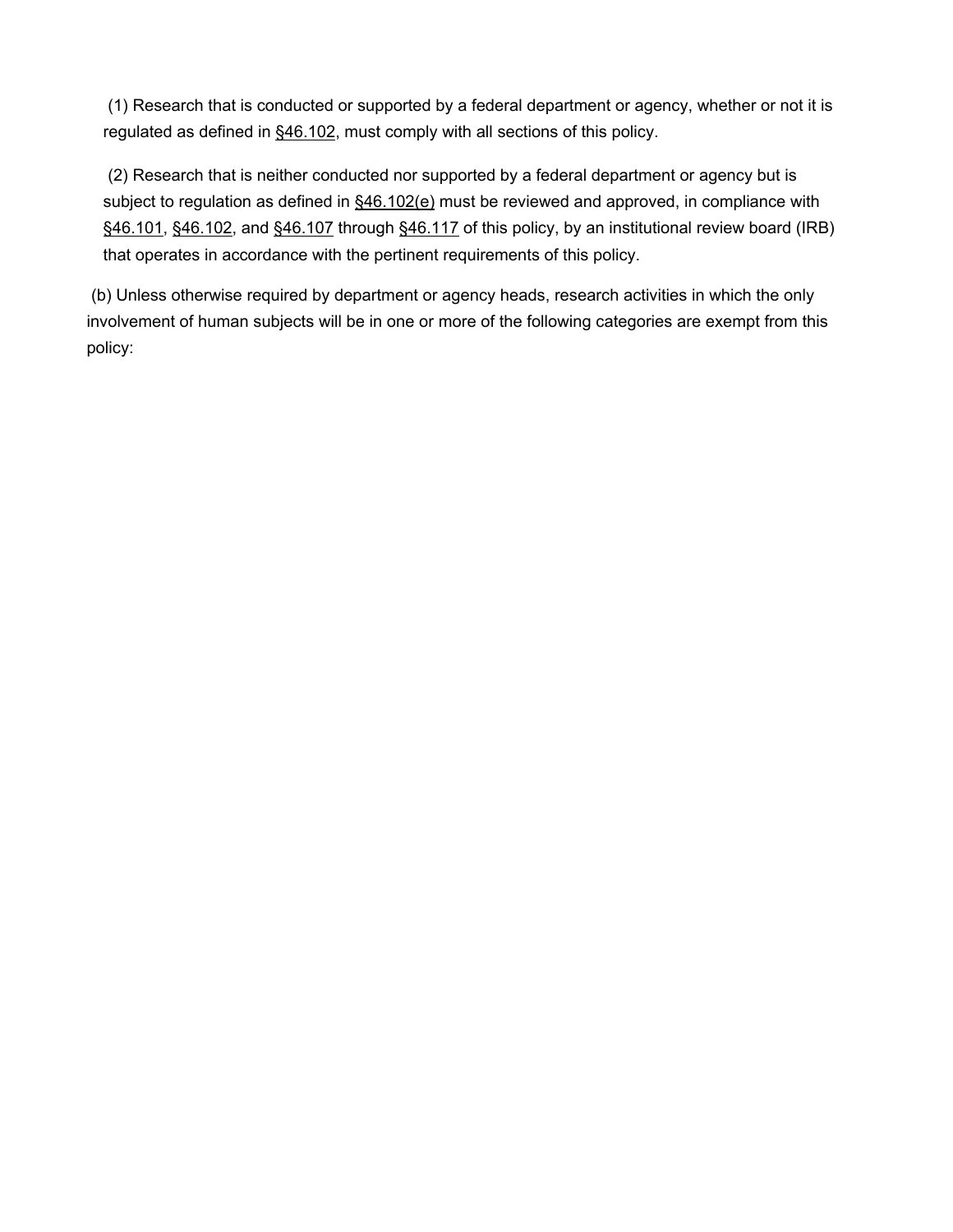(1) Research that is conducted or supported by a federal department or agency, whether or not it is regulated as defined in §46.102, must comply with all sections of this policy.

(2) Research that is neither conducted nor supported by a federal department or agency but is subject to regulation as defined in §46.102(e) must be reviewed and approved, in compliance with §46.101, §46.102, and §46.107 through §46.117 of this policy, by an institutional review board (IRB) that operates in accordance with the pertinent requirements of this policy.

(b) Unless otherwise required by department or agency heads, research activities in which the only involvement of human subjects will be in one or more of the following categories are exempt from this policy: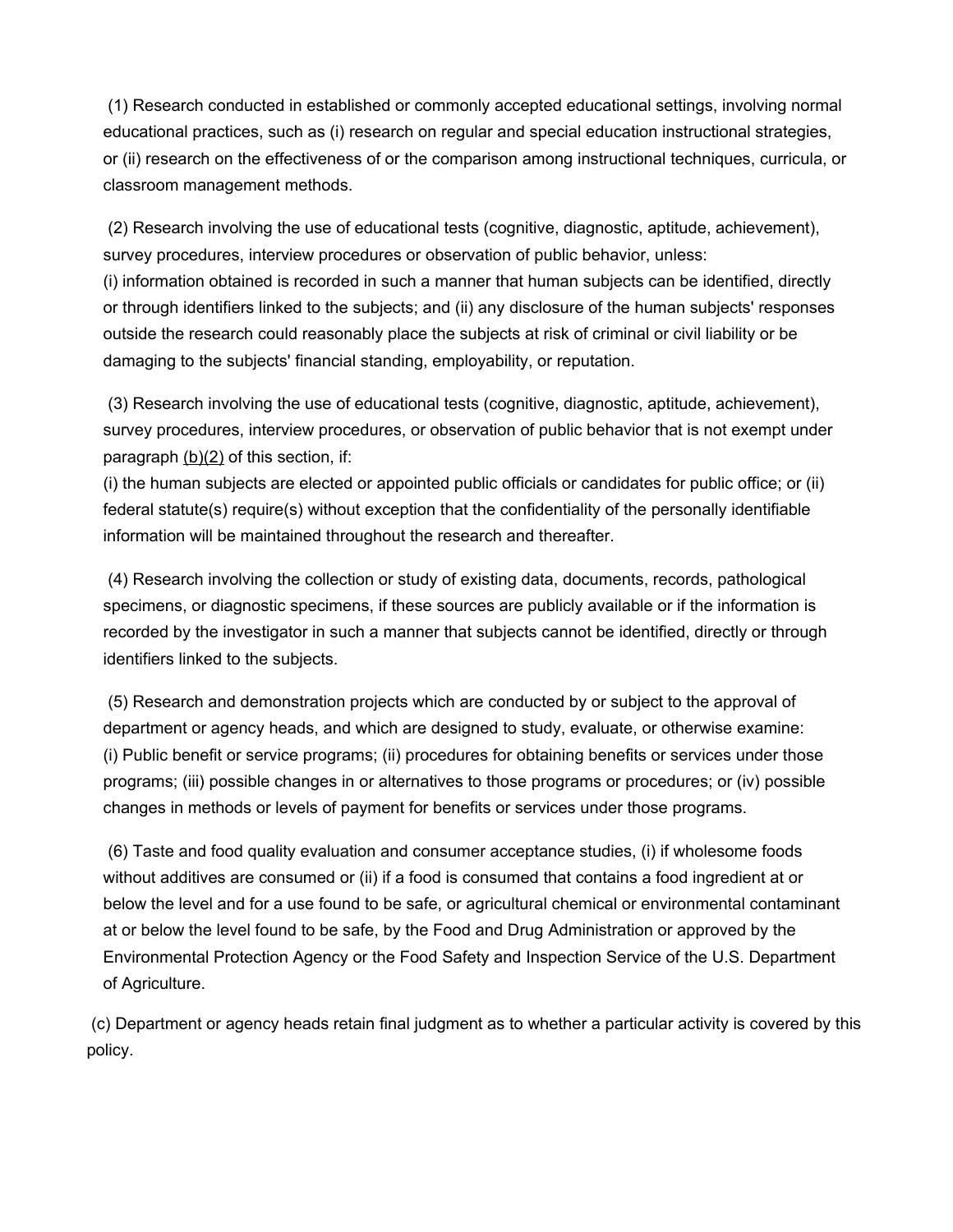(1) Research conducted in established or commonly accepted educational settings, involving normal educational practices, such as (i) research on regular and special education instructional strategies, or (ii) research on the effectiveness of or the comparison among instructional techniques, curricula, or classroom management methods.

(2) Research involving the use of educational tests (cognitive, diagnostic, aptitude, achievement), survey procedures, interview procedures or observation of public behavior, unless:
(i) information obtained is recorded in such a manner that human subjects can be identified, directly or through identifiers linked to the subjects; and (ii) any disclosure of the human subjects' responses outside the research could reasonably place the subjects at risk of criminal or civil liability or be damaging to the subjects' financial standing, employability, or reputation.

(3) Research involving the use of educational tests (cognitive, diagnostic, aptitude, achievement), survey procedures, interview procedures, or observation of public behavior that is not exempt under paragraph (b)(2) of this section, if:
(i) the human subjects are elected or appointed public officials or candidates for public office; or (ii) federal statute(s) require(s) without exception that the confidentiality of the personally identifiable information will be maintained throughout the research and thereafter.

(4) Research involving the collection or study of existing data, documents, records, pathological specimens, or diagnostic specimens, if these sources are publicly available or if the information is recorded by the investigator in such a manner that subjects cannot be identified, directly or through identifiers linked to the subjects.

(5) Research and demonstration projects which are conducted by or subject to the approval of department or agency heads, and which are designed to study, evaluate, or otherwise examine:
(i) Public benefit or service programs; (ii) procedures for obtaining benefits or services under those programs; (iii) possible changes in or alternatives to those programs or procedures; or (iv) possible changes in methods or levels of payment for benefits or services under those programs.

(6) Taste and food quality evaluation and consumer acceptance studies, (i) if wholesome foods without additives are consumed or (ii) if a food is consumed that contains a food ingredient at or below the level and for a use found to be safe, or agricultural chemical or environmental contaminant at or below the level found to be safe, by the Food and Drug Administration or approved by the Environmental Protection Agency or the Food Safety and Inspection Service of the U.S. Department of Agriculture.

(c) Department or agency heads retain final judgment as to whether a particular activity is covered by this policy.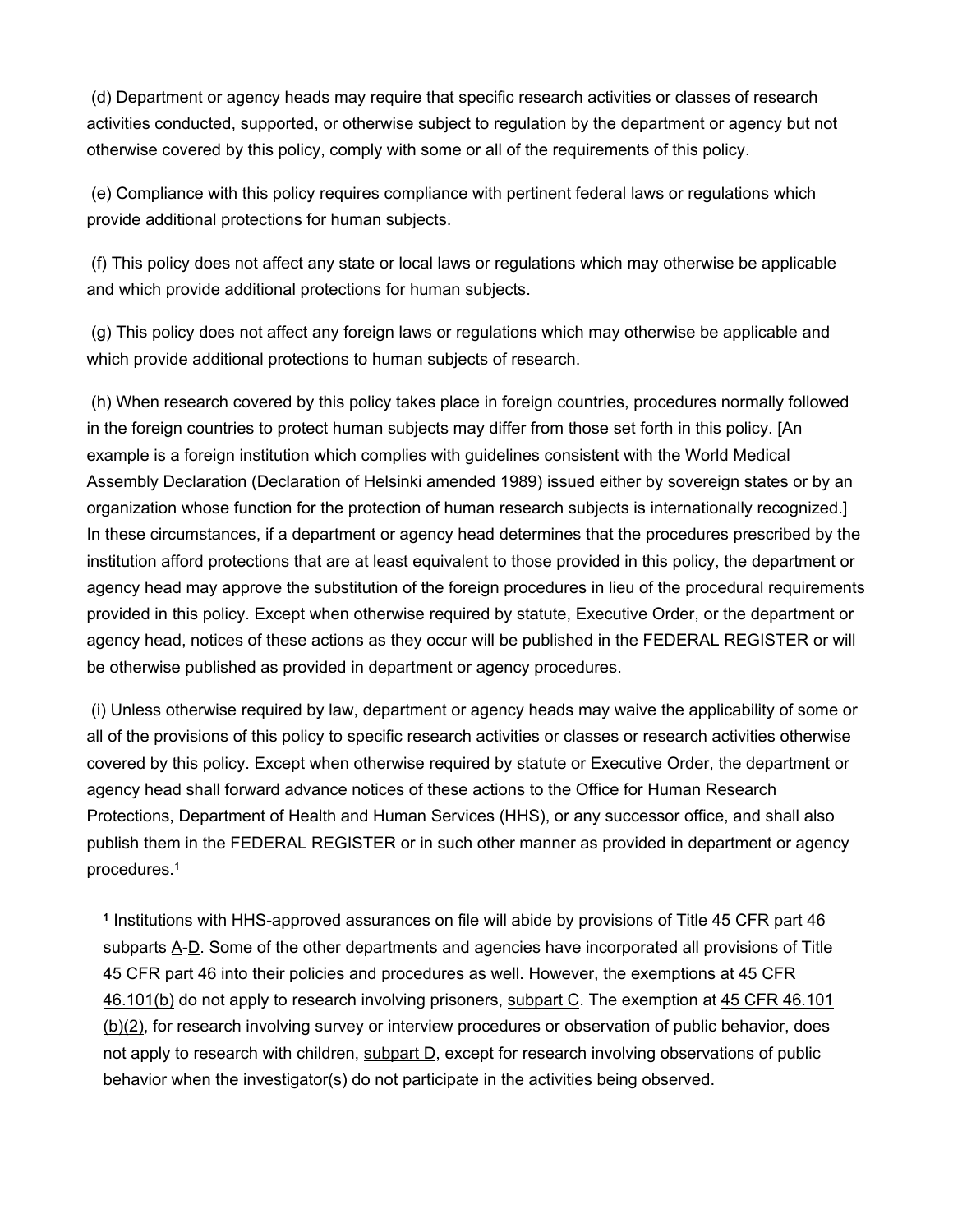(d) Department or agency heads may require that specific research activities or classes of research activities conducted, supported, or otherwise subject to regulation by the department or agency but not otherwise covered by this policy, comply with some or all of the requirements of this policy.

(e) Compliance with this policy requires compliance with pertinent federal laws or regulations which provide additional protections for human subjects.

(f) This policy does not affect any state or local laws or regulations which may otherwise be applicable and which provide additional protections for human subjects.

(g) This policy does not affect any foreign laws or regulations which may otherwise be applicable and which provide additional protections to human subjects of research.

(h) When research covered by this policy takes place in foreign countries, procedures normally followed in the foreign countries to protect human subjects may differ from those set forth in this policy. [An example is a foreign institution which complies with guidelines consistent with the World Medical Assembly Declaration (Declaration of Helsinki amended 1989) issued either by sovereign states or by an organization whose function for the protection of human research subjects is internationally recognized.] In these circumstances, if a department or agency head determines that the procedures prescribed by the institution afford protections that are at least equivalent to those provided in this policy, the department or agency head may approve the substitution of the foreign procedures in lieu of the procedural requirements provided in this policy. Except when otherwise required by statute, Executive Order, or the department or agency head, notices of these actions as they occur will be published in the FEDERAL REGISTER or will be otherwise published as provided in department or agency procedures.

(i) Unless otherwise required by law, department or agency heads may waive the applicability of some or all of the provisions of this policy to specific research activities or classes or research activities otherwise covered by this policy. Except when otherwise required by statute or Executive Order, the department or agency head shall forward advance notices of these actions to the Office for Human Research Protections, Department of Health and Human Services (HHS), or any successor office, and shall also publish them in the FEDERAL REGISTER or in such other manner as provided in department or agency procedures.[1]

[1] Institutions with HHS-approved assurances on file will abide by provisions of Title 45 CFR part 46 subparts A-D. Some of the other departments and agencies have incorporated all provisions of Title 45 CFR part 46 into their policies and procedures as well. However, the exemptions at 45 CFR 46.101(b) do not apply to research involving prisoners, subpart C. The exemption at 45 CFR 46.101 (b)(2), for research involving survey or interview procedures or observation of public behavior, does not apply to research with children, subpart D, except for research involving observations of public behavior when the investigator(s) do not participate in the activities being observed.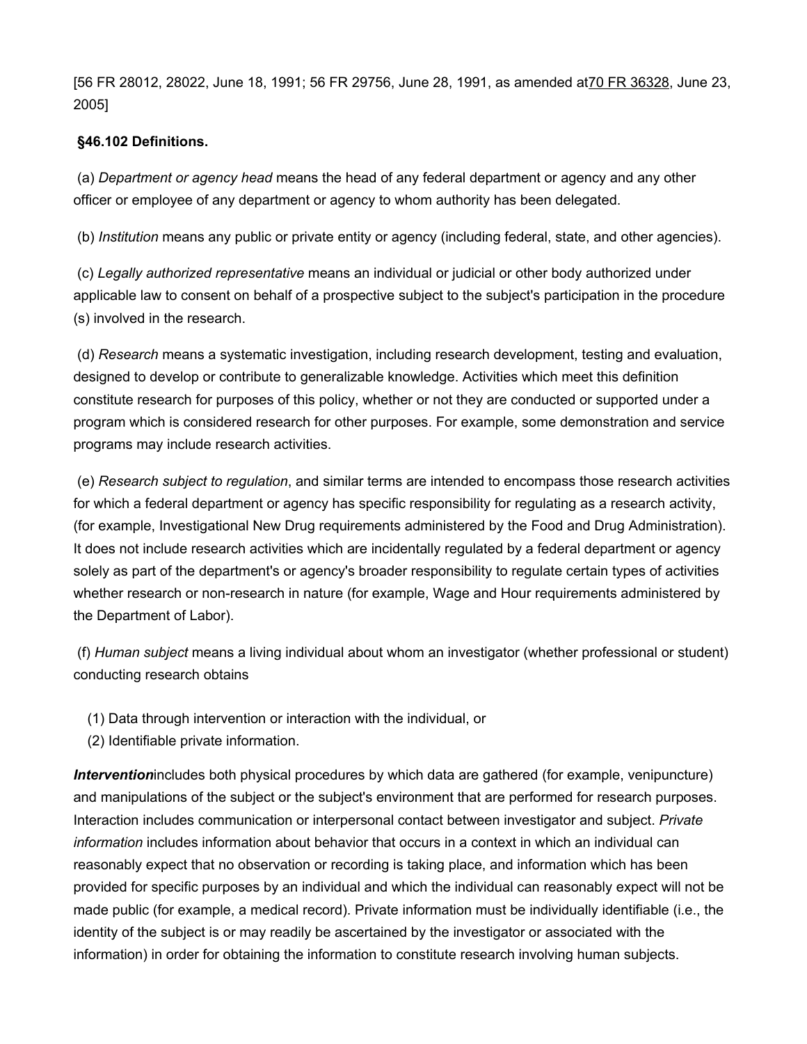[56 FR 28012, 28022, June 18, 1991; 56 FR 29756, June 28, 1991, as amended at70 FR 36328, June 23, 2005]

**§46.102 Definitions.**

(a) *Department or agency head* means the head of any federal department or agency and any other officer or employee of any department or agency to whom authority has been delegated.

(b) *Institution* means any public or private entity or agency (including federal, state, and other agencies).

(c) *Legally authorized representative* means an individual or judicial or other body authorized under applicable law to consent on behalf of a prospective subject to the subject's participation in the procedure (s) involved in the research.

(d) *Research* means a systematic investigation, including research development, testing and evaluation, designed to develop or contribute to generalizable knowledge. Activities which meet this definition constitute research for purposes of this policy, whether or not they are conducted or supported under a program which is considered research for other purposes. For example, some demonstration and service programs may include research activities.

(e) *Research subject to regulation*, and similar terms are intended to encompass those research activities for which a federal department or agency has specific responsibility for regulating as a research activity, (for example, Investigational New Drug requirements administered by the Food and Drug Administration). It does not include research activities which are incidentally regulated by a federal department or agency solely as part of the department's or agency's broader responsibility to regulate certain types of activities whether research or non-research in nature (for example, Wage and Hour requirements administered by the Department of Labor).

(f) *Human subject* means a living individual about whom an investigator (whether professional or student) conducting research obtains

(1) Data through intervention or interaction with the individual, or
(2) Identifiable private information.

***Intervention***includes both physical procedures by which data are gathered (for example, venipuncture) and manipulations of the subject or the subject's environment that are performed for research purposes. Interaction includes communication or interpersonal contact between investigator and subject. *Private information* includes information about behavior that occurs in a context in which an individual can reasonably expect that no observation or recording is taking place, and information which has been provided for specific purposes by an individual and which the individual can reasonably expect will not be made public (for example, a medical record). Private information must be individually identifiable (i.e., the identity of the subject is or may readily be ascertained by the investigator or associated with the information) in order for obtaining the information to constitute research involving human subjects.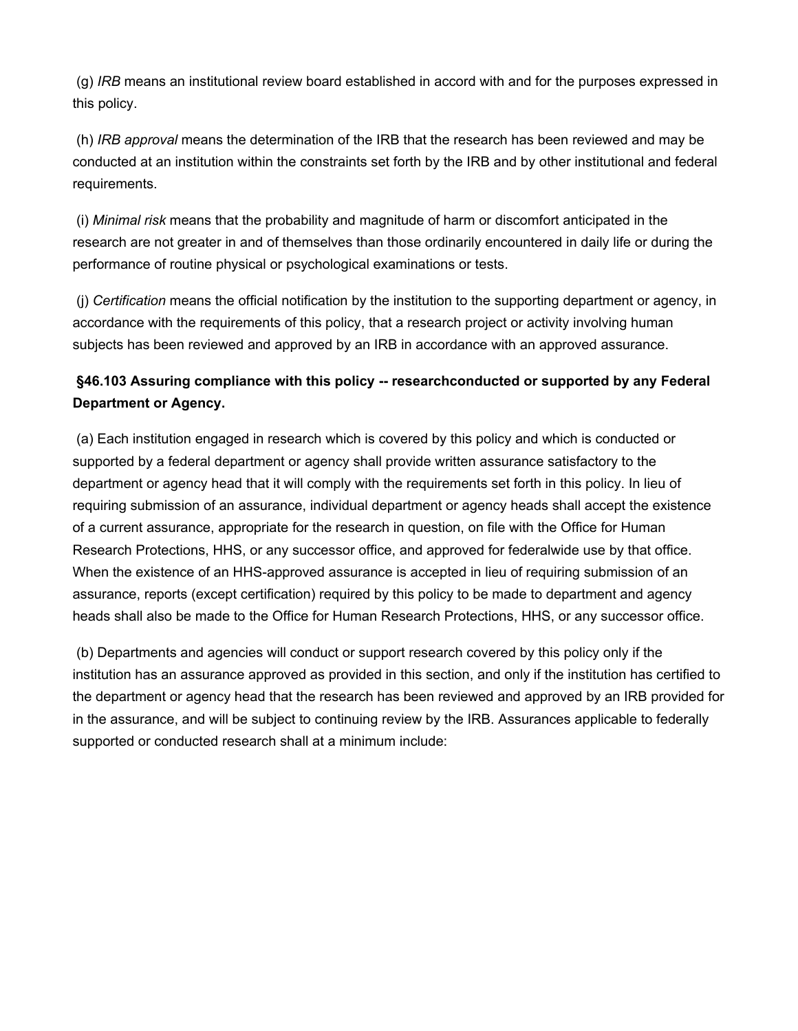(g) *IRB* means an institutional review board established in accord with and for the purposes expressed in this policy.

(h) *IRB approval* means the determination of the IRB that the research has been reviewed and may be conducted at an institution within the constraints set forth by the IRB and by other institutional and federal requirements.

(i) *Minimal risk* means that the probability and magnitude of harm or discomfort anticipated in the research are not greater in and of themselves than those ordinarily encountered in daily life or during the performance of routine physical or psychological examinations or tests.

(j) *Certification* means the official notification by the institution to the supporting department or agency, in accordance with the requirements of this policy, that a research project or activity involving human subjects has been reviewed and approved by an IRB in accordance with an approved assurance.

**§46.103 Assuring compliance with this policy -- researchconducted or supported by any Federal Department or Agency.**

(a) Each institution engaged in research which is covered by this policy and which is conducted or supported by a federal department or agency shall provide written assurance satisfactory to the department or agency head that it will comply with the requirements set forth in this policy. In lieu of requiring submission of an assurance, individual department or agency heads shall accept the existence of a current assurance, appropriate for the research in question, on file with the Office for Human Research Protections, HHS, or any successor office, and approved for federalwide use by that office. When the existence of an HHS-approved assurance is accepted in lieu of requiring submission of an assurance, reports (except certification) required by this policy to be made to department and agency heads shall also be made to the Office for Human Research Protections, HHS, or any successor office.

(b) Departments and agencies will conduct or support research covered by this policy only if the institution has an assurance approved as provided in this section, and only if the institution has certified to the department or agency head that the research has been reviewed and approved by an IRB provided for in the assurance, and will be subject to continuing review by the IRB. Assurances applicable to federally supported or conducted research shall at a minimum include: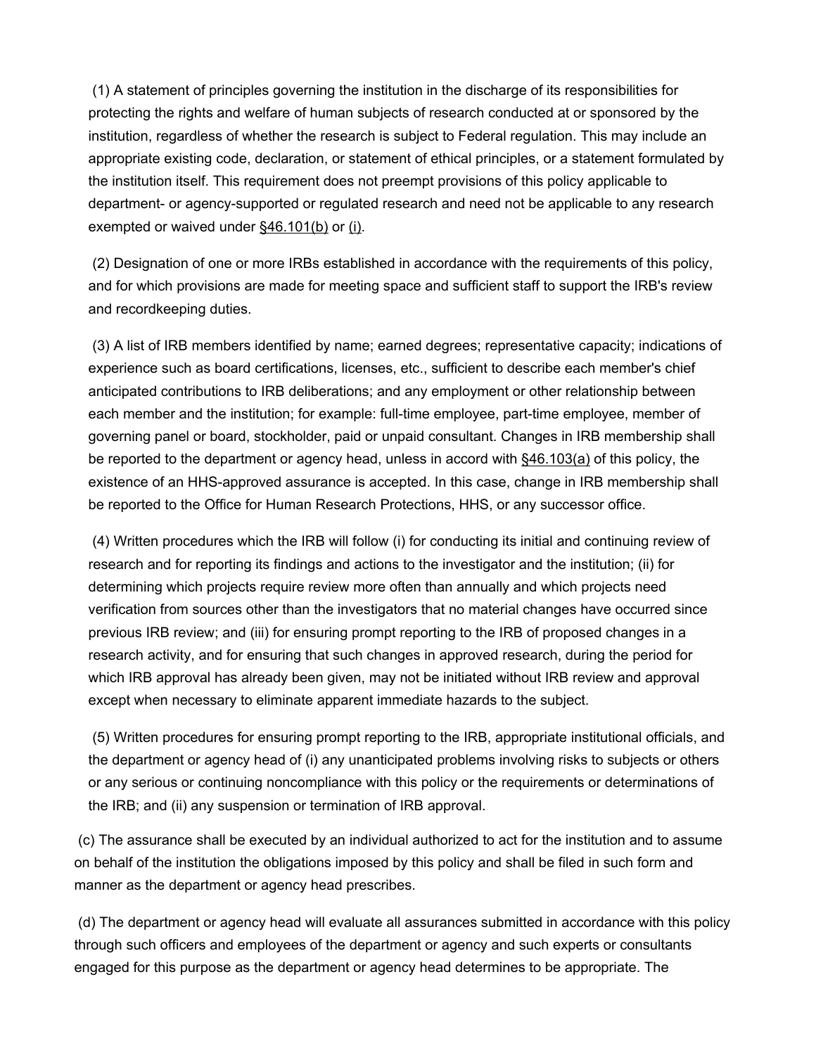(1) A statement of principles governing the institution in the discharge of its responsibilities for protecting the rights and welfare of human subjects of research conducted at or sponsored by the institution, regardless of whether the research is subject to Federal regulation. This may include an appropriate existing code, declaration, or statement of ethical principles, or a statement formulated by the institution itself. This requirement does not preempt provisions of this policy applicable to department- or agency-supported or regulated research and need not be applicable to any research exempted or waived under §46.101(b) or (i).

(2) Designation of one or more IRBs established in accordance with the requirements of this policy, and for which provisions are made for meeting space and sufficient staff to support the IRB's review and recordkeeping duties.

(3) A list of IRB members identified by name; earned degrees; representative capacity; indications of experience such as board certifications, licenses, etc., sufficient to describe each member's chief anticipated contributions to IRB deliberations; and any employment or other relationship between each member and the institution; for example: full-time employee, part-time employee, member of governing panel or board, stockholder, paid or unpaid consultant. Changes in IRB membership shall be reported to the department or agency head, unless in accord with §46.103(a) of this policy, the existence of an HHS-approved assurance is accepted. In this case, change in IRB membership shall be reported to the Office for Human Research Protections, HHS, or any successor office.

(4) Written procedures which the IRB will follow (i) for conducting its initial and continuing review of research and for reporting its findings and actions to the investigator and the institution; (ii) for determining which projects require review more often than annually and which projects need verification from sources other than the investigators that no material changes have occurred since previous IRB review; and (iii) for ensuring prompt reporting to the IRB of proposed changes in a research activity, and for ensuring that such changes in approved research, during the period for which IRB approval has already been given, may not be initiated without IRB review and approval except when necessary to eliminate apparent immediate hazards to the subject.

(5) Written procedures for ensuring prompt reporting to the IRB, appropriate institutional officials, and the department or agency head of (i) any unanticipated problems involving risks to subjects or others or any serious or continuing noncompliance with this policy or the requirements or determinations of the IRB; and (ii) any suspension or termination of IRB approval.

(c) The assurance shall be executed by an individual authorized to act for the institution and to assume on behalf of the institution the obligations imposed by this policy and shall be filed in such form and manner as the department or agency head prescribes.

(d) The department or agency head will evaluate all assurances submitted in accordance with this policy through such officers and employees of the department or agency and such experts or consultants engaged for this purpose as the department or agency head determines to be appropriate. The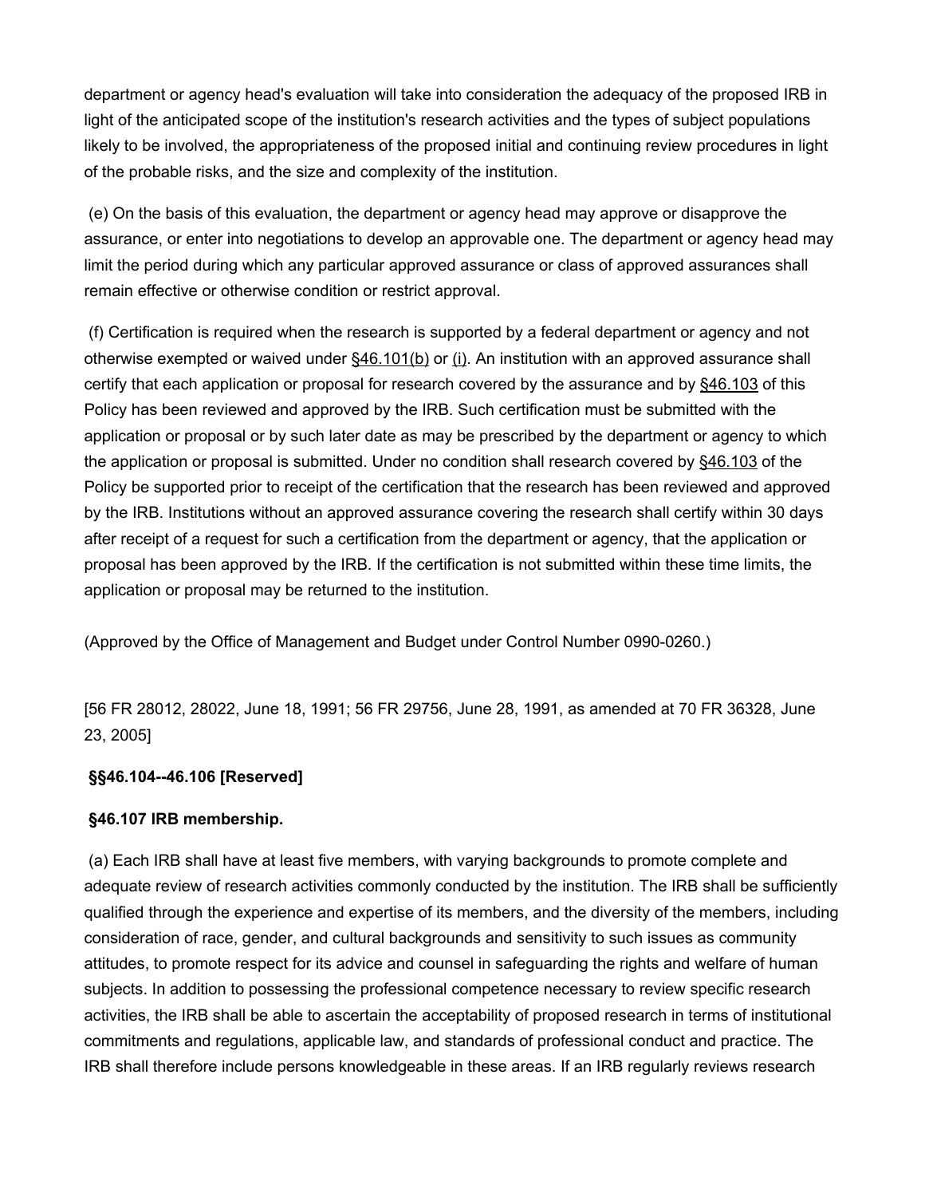department or agency head's evaluation will take into consideration the adequacy of the proposed IRB in light of the anticipated scope of the institution's research activities and the types of subject populations likely to be involved, the appropriateness of the proposed initial and continuing review procedures in light of the probable risks, and the size and complexity of the institution.

(e) On the basis of this evaluation, the department or agency head may approve or disapprove the assurance, or enter into negotiations to develop an approvable one. The department or agency head may limit the period during which any particular approved assurance or class of approved assurances shall remain effective or otherwise condition or restrict approval.

(f) Certification is required when the research is supported by a federal department or agency and not otherwise exempted or waived under §46.101(b) or (i). An institution with an approved assurance shall certify that each application or proposal for research covered by the assurance and by §46.103 of this Policy has been reviewed and approved by the IRB. Such certification must be submitted with the application or proposal or by such later date as may be prescribed by the department or agency to which the application or proposal is submitted. Under no condition shall research covered by §46.103 of the Policy be supported prior to receipt of the certification that the research has been reviewed and approved by the IRB. Institutions without an approved assurance covering the research shall certify within 30 days after receipt of a request for such a certification from the department or agency, that the application or proposal has been approved by the IRB. If the certification is not submitted within these time limits, the application or proposal may be returned to the institution.

(Approved by the Office of Management and Budget under Control Number 0990-0260.)

[56 FR 28012, 28022, June 18, 1991; 56 FR 29756, June 28, 1991, as amended at 70 FR 36328, June 23, 2005]

### §§46.104--46.106 [Reserved]

### §46.107 IRB membership.

(a) Each IRB shall have at least five members, with varying backgrounds to promote complete and adequate review of research activities commonly conducted by the institution. The IRB shall be sufficiently qualified through the experience and expertise of its members, and the diversity of the members, including consideration of race, gender, and cultural backgrounds and sensitivity to such issues as community attitudes, to promote respect for its advice and counsel in safeguarding the rights and welfare of human subjects. In addition to possessing the professional competence necessary to review specific research activities, the IRB shall be able to ascertain the acceptability of proposed research in terms of institutional commitments and regulations, applicable law, and standards of professional conduct and practice. The IRB shall therefore include persons knowledgeable in these areas. If an IRB regularly reviews research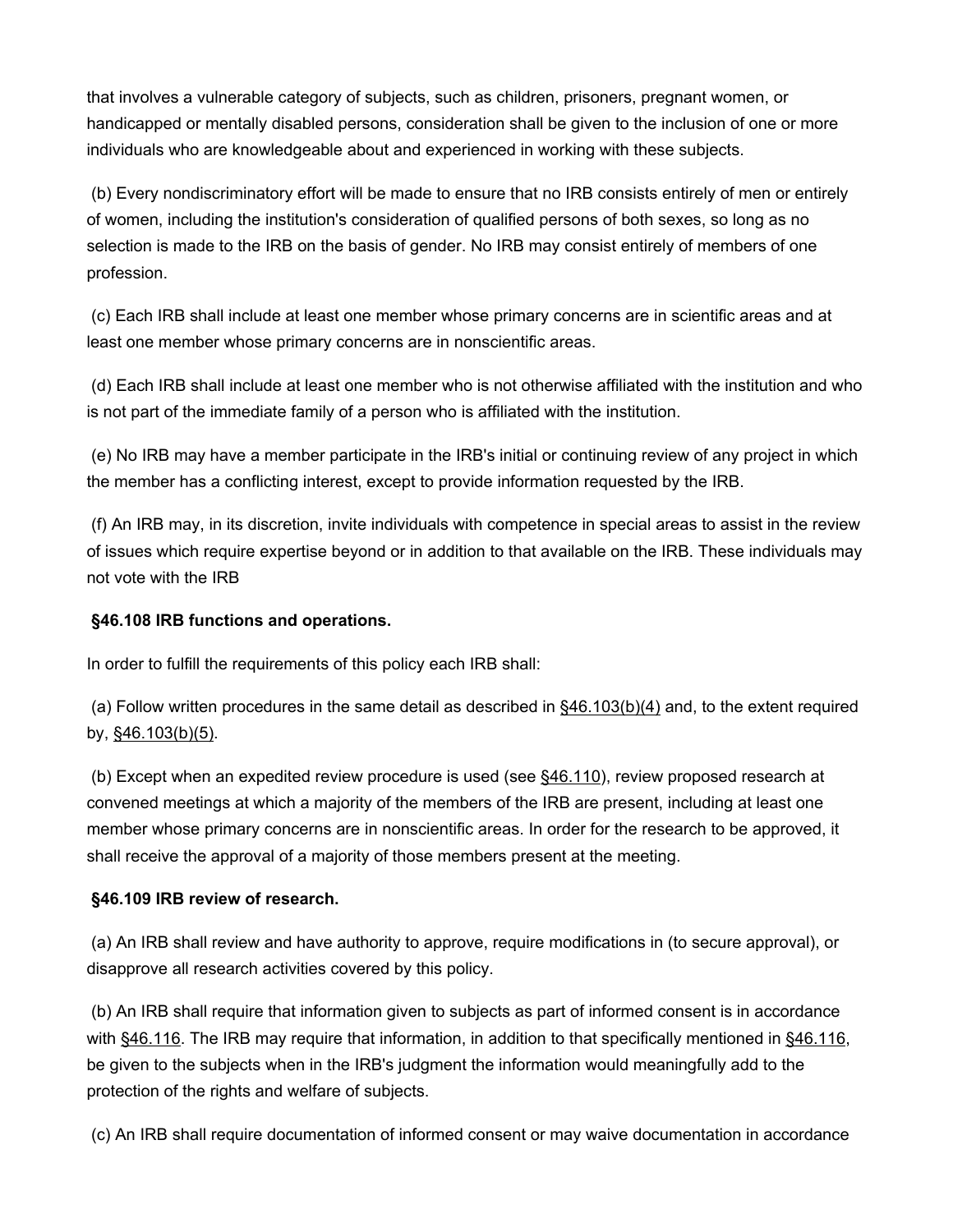that involves a vulnerable category of subjects, such as children, prisoners, pregnant women, or handicapped or mentally disabled persons, consideration shall be given to the inclusion of one or more individuals who are knowledgeable about and experienced in working with these subjects.

(b) Every nondiscriminatory effort will be made to ensure that no IRB consists entirely of men or entirely of women, including the institution's consideration of qualified persons of both sexes, so long as no selection is made to the IRB on the basis of gender. No IRB may consist entirely of members of one profession.

(c) Each IRB shall include at least one member whose primary concerns are in scientific areas and at least one member whose primary concerns are in nonscientific areas.

(d) Each IRB shall include at least one member who is not otherwise affiliated with the institution and who is not part of the immediate family of a person who is affiliated with the institution.

(e) No IRB may have a member participate in the IRB's initial or continuing review of any project in which the member has a conflicting interest, except to provide information requested by the IRB.

(f) An IRB may, in its discretion, invite individuals with competence in special areas to assist in the review of issues which require expertise beyond or in addition to that available on the IRB. These individuals may not vote with the IRB

**§46.108 IRB functions and operations.**

In order to fulfill the requirements of this policy each IRB shall:

(a) Follow written procedures in the same detail as described in §46.103(b)(4) and, to the extent required by, §46.103(b)(5).

(b) Except when an expedited review procedure is used (see §46.110), review proposed research at convened meetings at which a majority of the members of the IRB are present, including at least one member whose primary concerns are in nonscientific areas. In order for the research to be approved, it shall receive the approval of a majority of those members present at the meeting.

**§46.109 IRB review of research.**

(a) An IRB shall review and have authority to approve, require modifications in (to secure approval), or disapprove all research activities covered by this policy.

(b) An IRB shall require that information given to subjects as part of informed consent is in accordance with §46.116. The IRB may require that information, in addition to that specifically mentioned in §46.116, be given to the subjects when in the IRB's judgment the information would meaningfully add to the protection of the rights and welfare of subjects.

(c) An IRB shall require documentation of informed consent or may waive documentation in accordance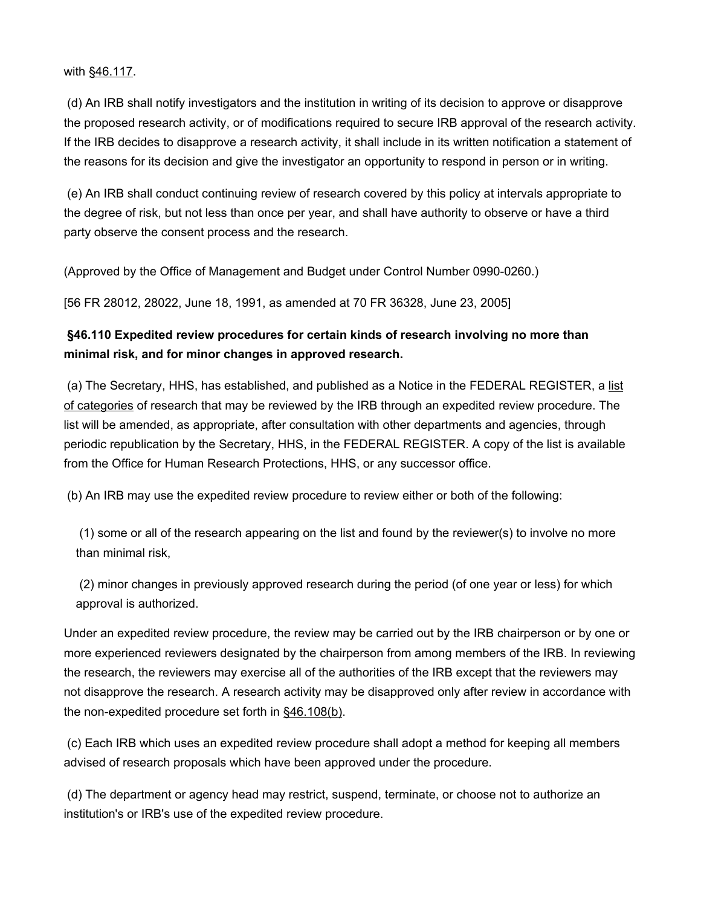with §46.117.

(d) An IRB shall notify investigators and the institution in writing of its decision to approve or disapprove the proposed research activity, or of modifications required to secure IRB approval of the research activity. If the IRB decides to disapprove a research activity, it shall include in its written notification a statement of the reasons for its decision and give the investigator an opportunity to respond in person or in writing.

(e) An IRB shall conduct continuing review of research covered by this policy at intervals appropriate to the degree of risk, but not less than once per year, and shall have authority to observe or have a third party observe the consent process and the research.

(Approved by the Office of Management and Budget under Control Number 0990-0260.)

[56 FR 28012, 28022, June 18, 1991, as amended at 70 FR 36328, June 23, 2005]

### §46.110 Expedited review procedures for certain kinds of research involving no more than minimal risk, and for minor changes in approved research.

(a) The Secretary, HHS, has established, and published as a Notice in the FEDERAL REGISTER, a list of categories of research that may be reviewed by the IRB through an expedited review procedure. The list will be amended, as appropriate, after consultation with other departments and agencies, through periodic republication by the Secretary, HHS, in the FEDERAL REGISTER. A copy of the list is available from the Office for Human Research Protections, HHS, or any successor office.

(b) An IRB may use the expedited review procedure to review either or both of the following:

(1) some or all of the research appearing on the list and found by the reviewer(s) to involve no more than minimal risk,

(2) minor changes in previously approved research during the period (of one year or less) for which approval is authorized.

Under an expedited review procedure, the review may be carried out by the IRB chairperson or by one or more experienced reviewers designated by the chairperson from among members of the IRB. In reviewing the research, the reviewers may exercise all of the authorities of the IRB except that the reviewers may not disapprove the research. A research activity may be disapproved only after review in accordance with the non-expedited procedure set forth in §46.108(b).

(c) Each IRB which uses an expedited review procedure shall adopt a method for keeping all members advised of research proposals which have been approved under the procedure.

(d) The department or agency head may restrict, suspend, terminate, or choose not to authorize an institution's or IRB's use of the expedited review procedure.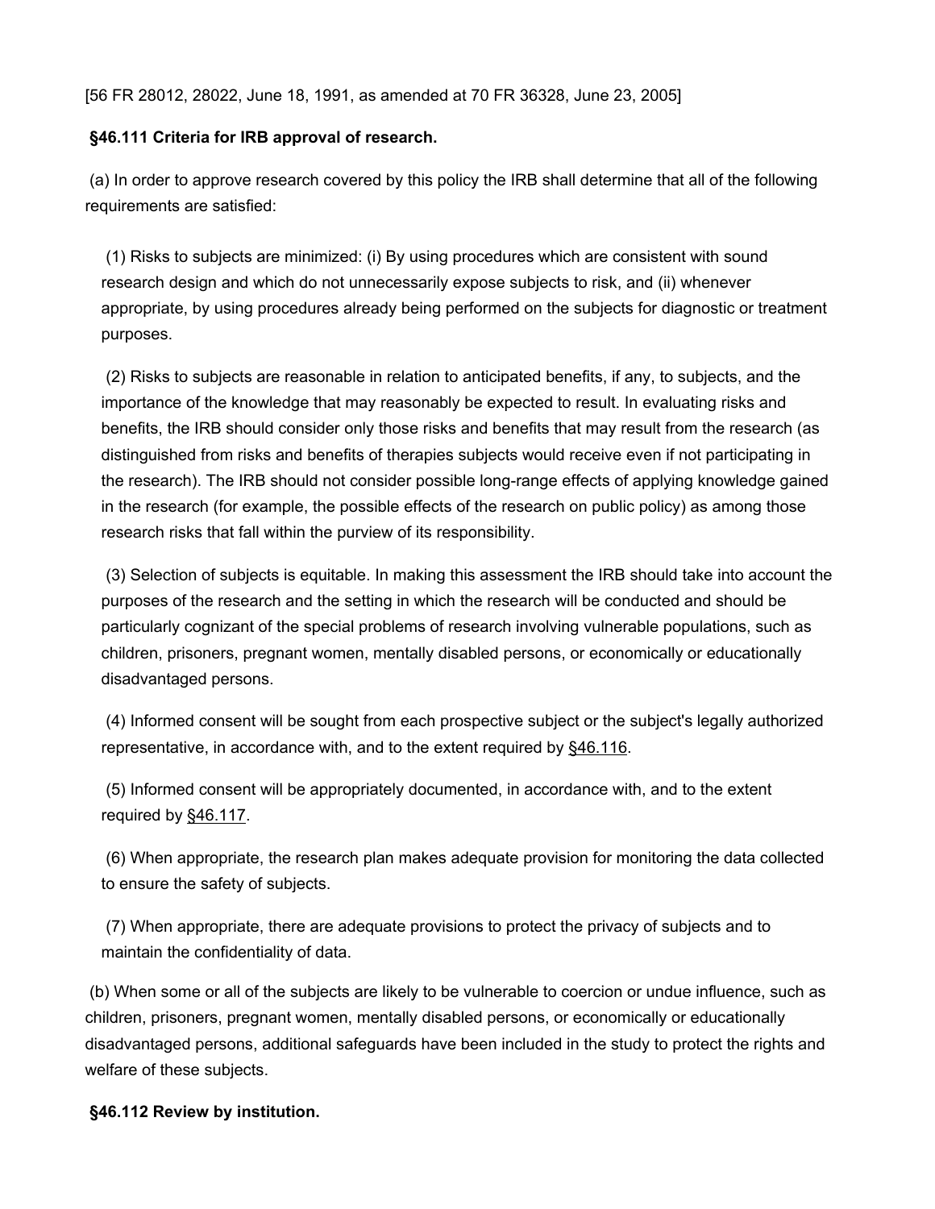[56 FR 28012, 28022, June 18, 1991, as amended at 70 FR 36328, June 23, 2005]

**§46.111 Criteria for IRB approval of research.**

(a) In order to approve research covered by this policy the IRB shall determine that all of the following requirements are satisfied:

(1) Risks to subjects are minimized: (i) By using procedures which are consistent with sound research design and which do not unnecessarily expose subjects to risk, and (ii) whenever appropriate, by using procedures already being performed on the subjects for diagnostic or treatment purposes.

(2) Risks to subjects are reasonable in relation to anticipated benefits, if any, to subjects, and the importance of the knowledge that may reasonably be expected to result. In evaluating risks and benefits, the IRB should consider only those risks and benefits that may result from the research (as distinguished from risks and benefits of therapies subjects would receive even if not participating in the research). The IRB should not consider possible long-range effects of applying knowledge gained in the research (for example, the possible effects of the research on public policy) as among those research risks that fall within the purview of its responsibility.

(3) Selection of subjects is equitable. In making this assessment the IRB should take into account the purposes of the research and the setting in which the research will be conducted and should be particularly cognizant of the special problems of research involving vulnerable populations, such as children, prisoners, pregnant women, mentally disabled persons, or economically or educationally disadvantaged persons.

(4) Informed consent will be sought from each prospective subject or the subject's legally authorized representative, in accordance with, and to the extent required by §46.116.

(5) Informed consent will be appropriately documented, in accordance with, and to the extent required by §46.117.

(6) When appropriate, the research plan makes adequate provision for monitoring the data collected to ensure the safety of subjects.

(7) When appropriate, there are adequate provisions to protect the privacy of subjects and to maintain the confidentiality of data.

(b) When some or all of the subjects are likely to be vulnerable to coercion or undue influence, such as children, prisoners, pregnant women, mentally disabled persons, or economically or educationally disadvantaged persons, additional safeguards have been included in the study to protect the rights and welfare of these subjects.

**§46.112 Review by institution.**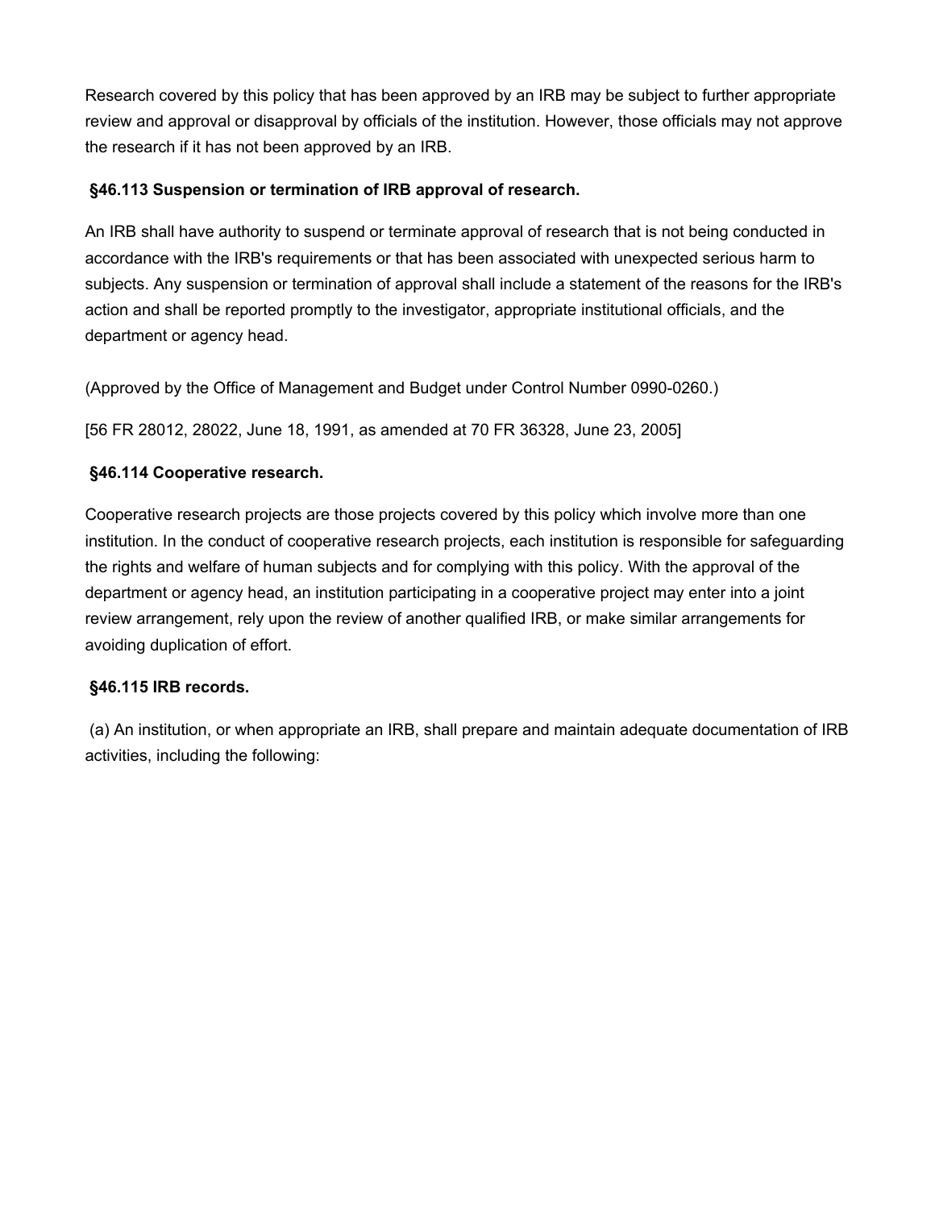Research covered by this policy that has been approved by an IRB may be subject to further appropriate review and approval or disapproval by officials of the institution. However, those officials may not approve the research if it has not been approved by an IRB.

### §46.113 Suspension or termination of IRB approval of research.

An IRB shall have authority to suspend or terminate approval of research that is not being conducted in accordance with the IRB's requirements or that has been associated with unexpected serious harm to subjects. Any suspension or termination of approval shall include a statement of the reasons for the IRB's action and shall be reported promptly to the investigator, appropriate institutional officials, and the department or agency head.

(Approved by the Office of Management and Budget under Control Number 0990-0260.)

[56 FR 28012, 28022, June 18, 1991, as amended at 70 FR 36328, June 23, 2005]

### §46.114 Cooperative research.

Cooperative research projects are those projects covered by this policy which involve more than one institution. In the conduct of cooperative research projects, each institution is responsible for safeguarding the rights and welfare of human subjects and for complying with this policy. With the approval of the department or agency head, an institution participating in a cooperative project may enter into a joint review arrangement, rely upon the review of another qualified IRB, or make similar arrangements for avoiding duplication of effort.

### §46.115 IRB records.

(a) An institution, or when appropriate an IRB, shall prepare and maintain adequate documentation of IRB activities, including the following: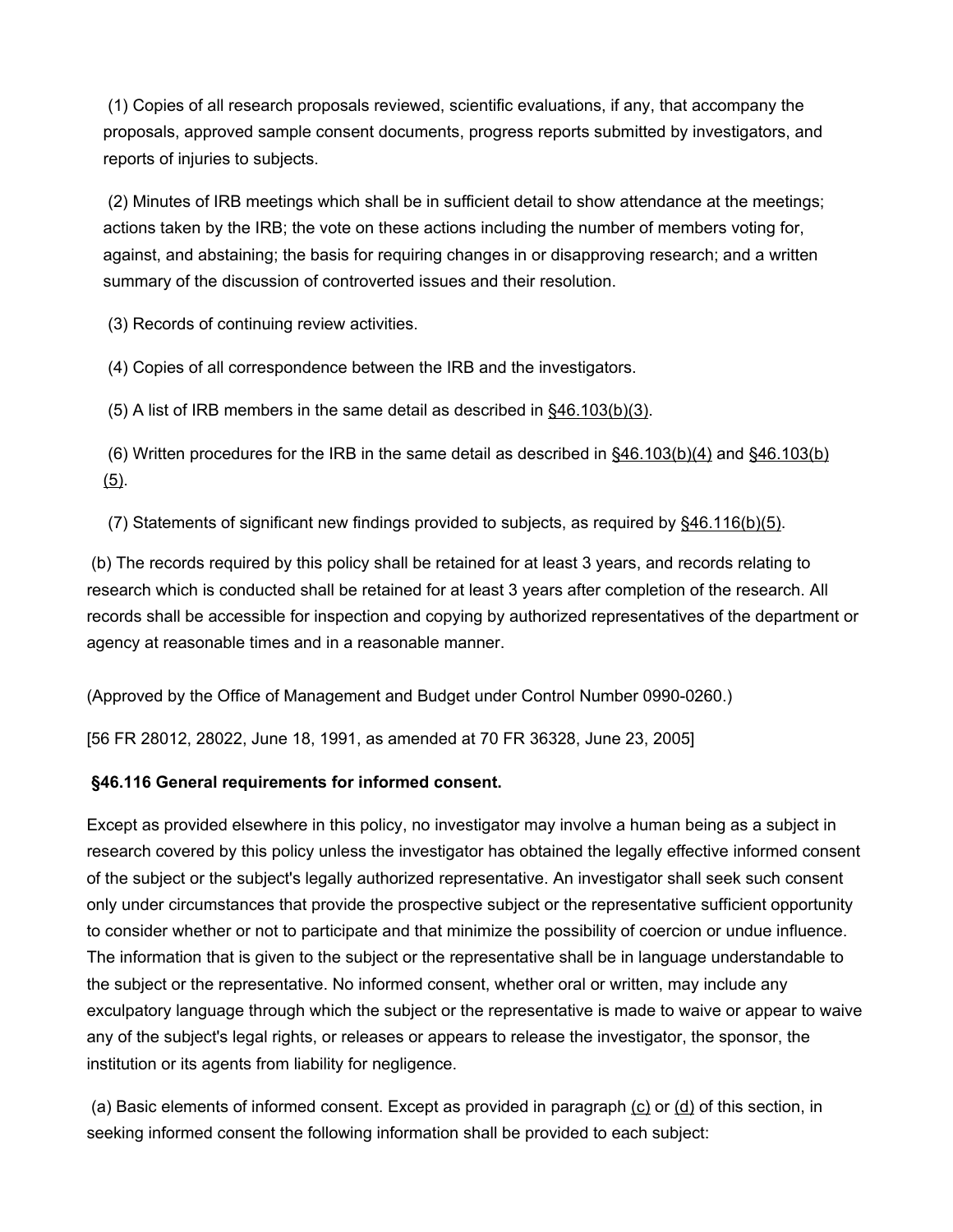(1) Copies of all research proposals reviewed, scientific evaluations, if any, that accompany the proposals, approved sample consent documents, progress reports submitted by investigators, and reports of injuries to subjects.

(2) Minutes of IRB meetings which shall be in sufficient detail to show attendance at the meetings; actions taken by the IRB; the vote on these actions including the number of members voting for, against, and abstaining; the basis for requiring changes in or disapproving research; and a written summary of the discussion of controverted issues and their resolution.

(3) Records of continuing review activities.

(4) Copies of all correspondence between the IRB and the investigators.

(5) A list of IRB members in the same detail as described in §46.103(b)(3).

(6) Written procedures for the IRB in the same detail as described in §46.103(b)(4) and §46.103(b)(5).

(7) Statements of significant new findings provided to subjects, as required by §46.116(b)(5).

(b) The records required by this policy shall be retained for at least 3 years, and records relating to research which is conducted shall be retained for at least 3 years after completion of the research. All records shall be accessible for inspection and copying by authorized representatives of the department or agency at reasonable times and in a reasonable manner.

(Approved by the Office of Management and Budget under Control Number 0990-0260.)

[56 FR 28012, 28022, June 18, 1991, as amended at 70 FR 36328, June 23, 2005]

### §46.116 General requirements for informed consent.

Except as provided elsewhere in this policy, no investigator may involve a human being as a subject in research covered by this policy unless the investigator has obtained the legally effective informed consent of the subject or the subject's legally authorized representative. An investigator shall seek such consent only under circumstances that provide the prospective subject or the representative sufficient opportunity to consider whether or not to participate and that minimize the possibility of coercion or undue influence. The information that is given to the subject or the representative shall be in language understandable to the subject or the representative. No informed consent, whether oral or written, may include any exculpatory language through which the subject or the representative is made to waive or appear to waive any of the subject's legal rights, or releases or appears to release the investigator, the sponsor, the institution or its agents from liability for negligence.

(a) Basic elements of informed consent. Except as provided in paragraph (c) or (d) of this section, in seeking informed consent the following information shall be provided to each subject: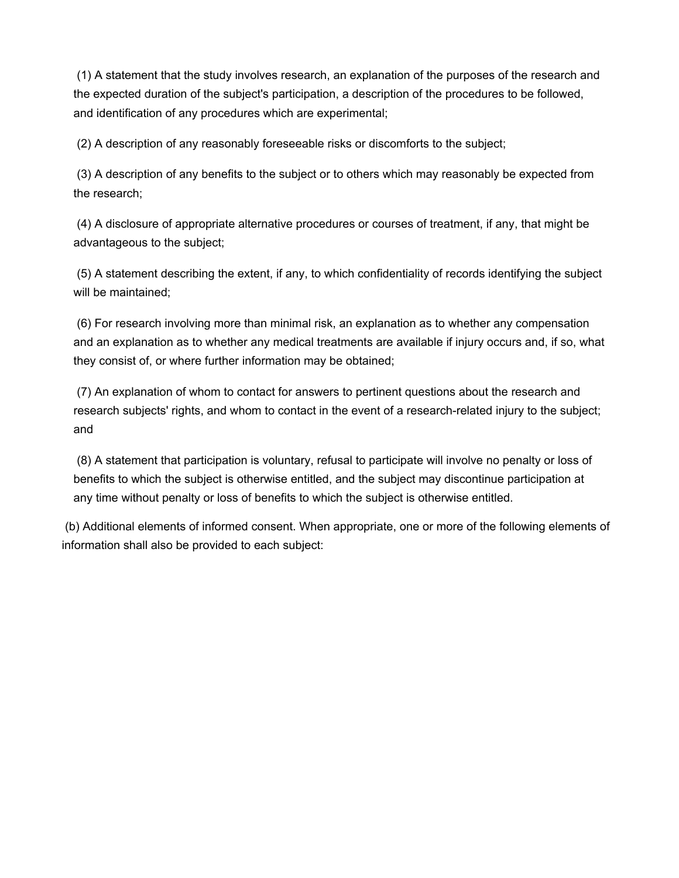(1) A statement that the study involves research, an explanation of the purposes of the research and the expected duration of the subject's participation, a description of the procedures to be followed, and identification of any procedures which are experimental;

(2) A description of any reasonably foreseeable risks or discomforts to the subject;

(3) A description of any benefits to the subject or to others which may reasonably be expected from the research;

(4) A disclosure of appropriate alternative procedures or courses of treatment, if any, that might be advantageous to the subject;

(5) A statement describing the extent, if any, to which confidentiality of records identifying the subject will be maintained;

(6) For research involving more than minimal risk, an explanation as to whether any compensation and an explanation as to whether any medical treatments are available if injury occurs and, if so, what they consist of, or where further information may be obtained;

(7) An explanation of whom to contact for answers to pertinent questions about the research and research subjects' rights, and whom to contact in the event of a research-related injury to the subject; and

(8) A statement that participation is voluntary, refusal to participate will involve no penalty or loss of benefits to which the subject is otherwise entitled, and the subject may discontinue participation at any time without penalty or loss of benefits to which the subject is otherwise entitled.

(b) Additional elements of informed consent. When appropriate, one or more of the following elements of information shall also be provided to each subject: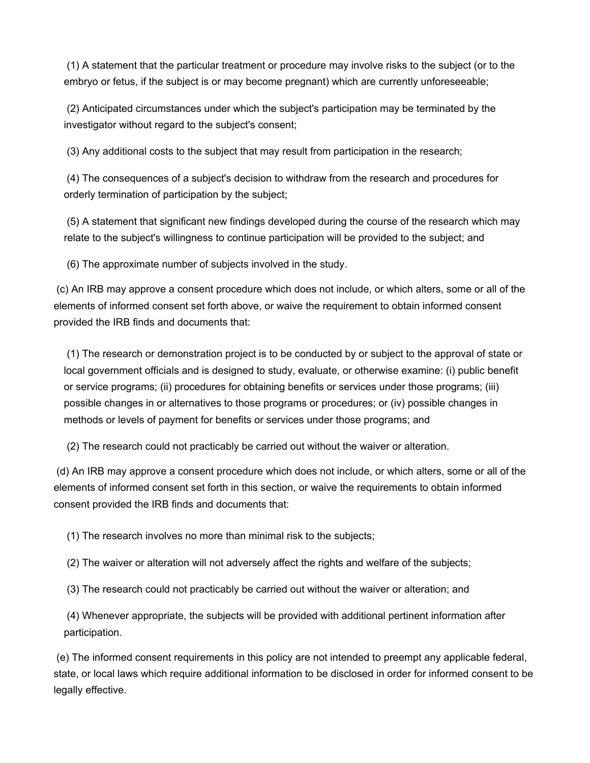(1) A statement that the particular treatment or procedure may involve risks to the subject (or to the embryo or fetus, if the subject is or may become pregnant) which are currently unforeseeable;

(2) Anticipated circumstances under which the subject's participation may be terminated by the investigator without regard to the subject's consent;

(3) Any additional costs to the subject that may result from participation in the research;

(4) The consequences of a subject's decision to withdraw from the research and procedures for orderly termination of participation by the subject;

(5) A statement that significant new findings developed during the course of the research which may relate to the subject's willingness to continue participation will be provided to the subject; and

(6) The approximate number of subjects involved in the study.

(c) An IRB may approve a consent procedure which does not include, or which alters, some or all of the elements of informed consent set forth above, or waive the requirement to obtain informed consent provided the IRB finds and documents that:

(1) The research or demonstration project is to be conducted by or subject to the approval of state or local government officials and is designed to study, evaluate, or otherwise examine: (i) public benefit or service programs; (ii) procedures for obtaining benefits or services under those programs; (iii) possible changes in or alternatives to those programs or procedures; or (iv) possible changes in methods or levels of payment for benefits or services under those programs; and

(2) The research could not practicably be carried out without the waiver or alteration.

(d) An IRB may approve a consent procedure which does not include, or which alters, some or all of the elements of informed consent set forth in this section, or waive the requirements to obtain informed consent provided the IRB finds and documents that:

(1) The research involves no more than minimal risk to the subjects;

(2) The waiver or alteration will not adversely affect the rights and welfare of the subjects;

(3) The research could not practicably be carried out without the waiver or alteration; and

(4) Whenever appropriate, the subjects will be provided with additional pertinent information after participation.

(e) The informed consent requirements in this policy are not intended to preempt any applicable federal, state, or local laws which require additional information to be disclosed in order for informed consent to be legally effective.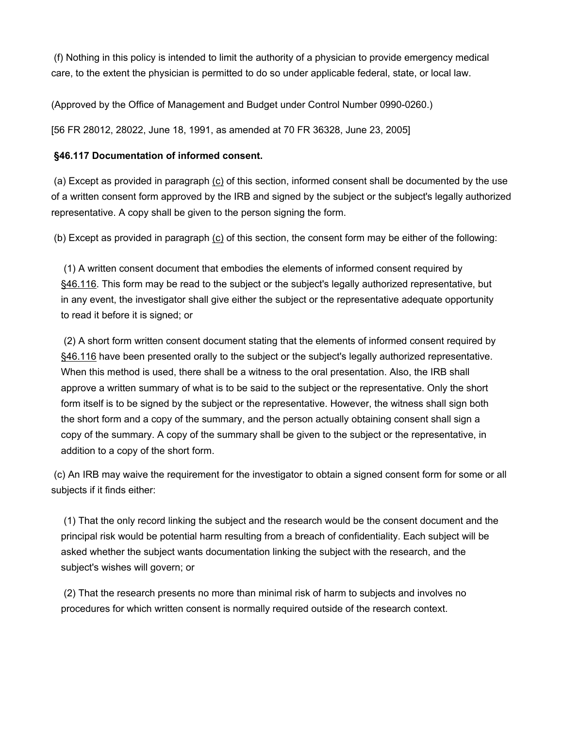(f) Nothing in this policy is intended to limit the authority of a physician to provide emergency medical care, to the extent the physician is permitted to do so under applicable federal, state, or local law.

(Approved by the Office of Management and Budget under Control Number 0990-0260.)

[56 FR 28012, 28022, June 18, 1991, as amended at 70 FR 36328, June 23, 2005]

### §46.117 Documentation of informed consent.

(a) Except as provided in paragraph (c) of this section, informed consent shall be documented by the use of a written consent form approved by the IRB and signed by the subject or the subject's legally authorized representative. A copy shall be given to the person signing the form.

(b) Except as provided in paragraph (c) of this section, the consent form may be either of the following:

(1) A written consent document that embodies the elements of informed consent required by §46.116. This form may be read to the subject or the subject's legally authorized representative, but in any event, the investigator shall give either the subject or the representative adequate opportunity to read it before it is signed; or

(2) A short form written consent document stating that the elements of informed consent required by §46.116 have been presented orally to the subject or the subject's legally authorized representative. When this method is used, there shall be a witness to the oral presentation. Also, the IRB shall approve a written summary of what is to be said to the subject or the representative. Only the short form itself is to be signed by the subject or the representative. However, the witness shall sign both the short form and a copy of the summary, and the person actually obtaining consent shall sign a copy of the summary. A copy of the summary shall be given to the subject or the representative, in addition to a copy of the short form.

(c) An IRB may waive the requirement for the investigator to obtain a signed consent form for some or all subjects if it finds either:

(1) That the only record linking the subject and the research would be the consent document and the principal risk would be potential harm resulting from a breach of confidentiality. Each subject will be asked whether the subject wants documentation linking the subject with the research, and the subject's wishes will govern; or

(2) That the research presents no more than minimal risk of harm to subjects and involves no procedures for which written consent is normally required outside of the research context.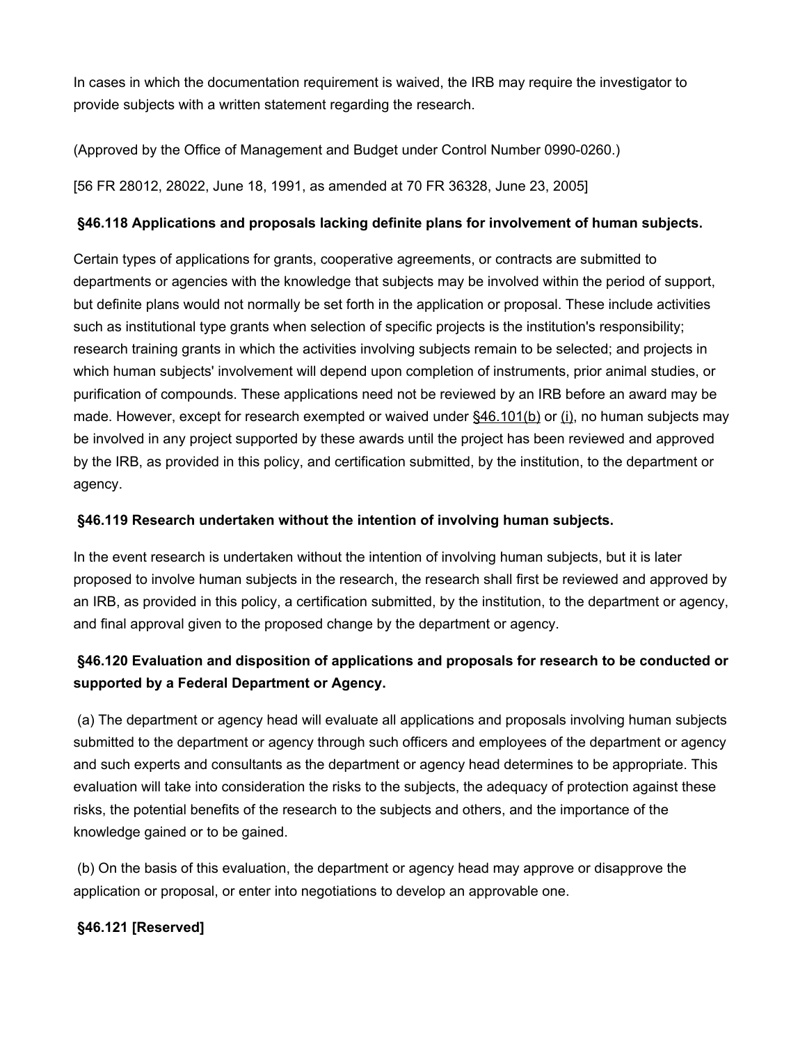In cases in which the documentation requirement is waived, the IRB may require the investigator to provide subjects with a written statement regarding the research.

(Approved by the Office of Management and Budget under Control Number 0990-0260.)

[56 FR 28012, 28022, June 18, 1991, as amended at 70 FR 36328, June 23, 2005]

### §46.118 Applications and proposals lacking definite plans for involvement of human subjects.

Certain types of applications for grants, cooperative agreements, or contracts are submitted to departments or agencies with the knowledge that subjects may be involved within the period of support, but definite plans would not normally be set forth in the application or proposal. These include activities such as institutional type grants when selection of specific projects is the institution's responsibility; research training grants in which the activities involving subjects remain to be selected; and projects in which human subjects' involvement will depend upon completion of instruments, prior animal studies, or purification of compounds. These applications need not be reviewed by an IRB before an award may be made. However, except for research exempted or waived under §46.101(b) or (i), no human subjects may be involved in any project supported by these awards until the project has been reviewed and approved by the IRB, as provided in this policy, and certification submitted, by the institution, to the department or agency.

### §46.119 Research undertaken without the intention of involving human subjects.

In the event research is undertaken without the intention of involving human subjects, but it is later proposed to involve human subjects in the research, the research shall first be reviewed and approved by an IRB, as provided in this policy, a certification submitted, by the institution, to the department or agency, and final approval given to the proposed change by the department or agency.

### §46.120 Evaluation and disposition of applications and proposals for research to be conducted or supported by a Federal Department or Agency.

(a) The department or agency head will evaluate all applications and proposals involving human subjects submitted to the department or agency through such officers and employees of the department or agency and such experts and consultants as the department or agency head determines to be appropriate. This evaluation will take into consideration the risks to the subjects, the adequacy of protection against these risks, the potential benefits of the research to the subjects and others, and the importance of the knowledge gained or to be gained.

(b) On the basis of this evaluation, the department or agency head may approve or disapprove the application or proposal, or enter into negotiations to develop an approvable one.

### §46.121 [Reserved]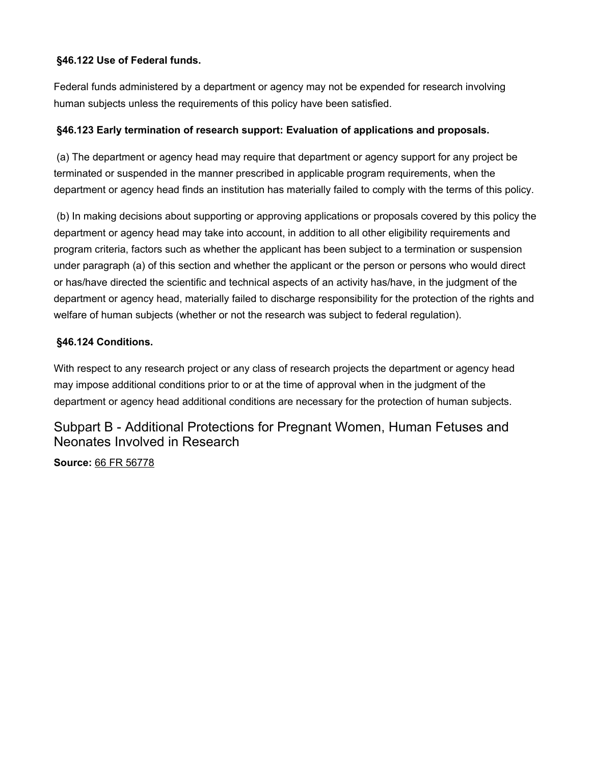### §46.122 Use of Federal funds.

Federal funds administered by a department or agency may not be expended for research involving human subjects unless the requirements of this policy have been satisfied.

### §46.123 Early termination of research support: Evaluation of applications and proposals.

(a) The department or agency head may require that department or agency support for any project be terminated or suspended in the manner prescribed in applicable program requirements, when the department or agency head finds an institution has materially failed to comply with the terms of this policy.

(b) In making decisions about supporting or approving applications or proposals covered by this policy the department or agency head may take into account, in addition to all other eligibility requirements and program criteria, factors such as whether the applicant has been subject to a termination or suspension under paragraph (a) of this section and whether the applicant or the person or persons who would direct or has/have directed the scientific and technical aspects of an activity has/have, in the judgment of the department or agency head, materially failed to discharge responsibility for the protection of the rights and welfare of human subjects (whether or not the research was subject to federal regulation).

### §46.124 Conditions.

With respect to any research project or any class of research projects the department or agency head may impose additional conditions prior to or at the time of approval when in the judgment of the department or agency head additional conditions are necessary for the protection of human subjects.

## Subpart B - Additional Protections for Pregnant Women, Human Fetuses and Neonates Involved in Research

**Source:** 66 FR 56778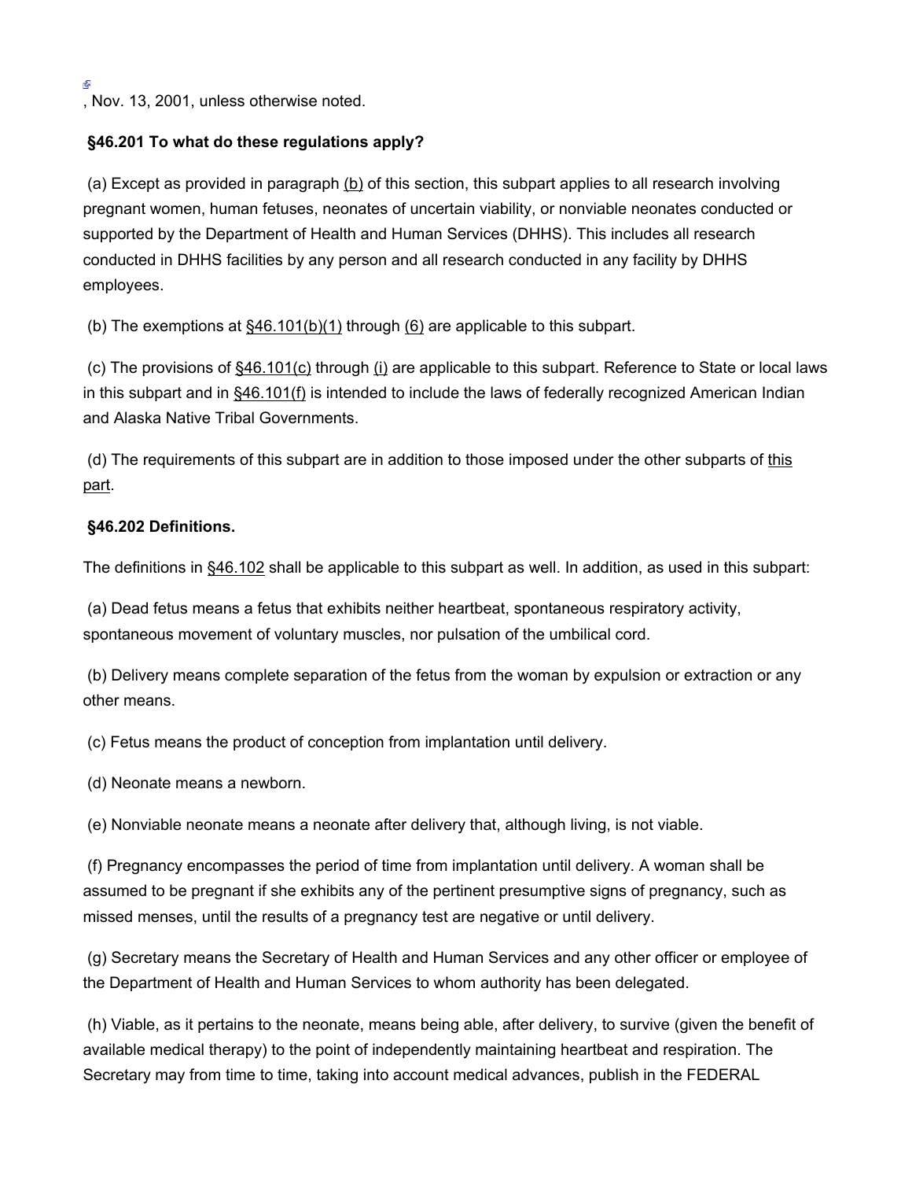, Nov. 13, 2001, unless otherwise noted.

**§46.201 To what do these regulations apply?**

(a) Except as provided in paragraph (b) of this section, this subpart applies to all research involving pregnant women, human fetuses, neonates of uncertain viability, or nonviable neonates conducted or supported by the Department of Health and Human Services (DHHS). This includes all research conducted in DHHS facilities by any person and all research conducted in any facility by DHHS employees.

(b) The exemptions at §46.101(b)(1) through (6) are applicable to this subpart.

(c) The provisions of §46.101(c) through (i) are applicable to this subpart. Reference to State or local laws in this subpart and in §46.101(f) is intended to include the laws of federally recognized American Indian and Alaska Native Tribal Governments.

(d) The requirements of this subpart are in addition to those imposed under the other subparts of this part.

**§46.202 Definitions.**

The definitions in §46.102 shall be applicable to this subpart as well. In addition, as used in this subpart:

(a) Dead fetus means a fetus that exhibits neither heartbeat, spontaneous respiratory activity, spontaneous movement of voluntary muscles, nor pulsation of the umbilical cord.

(b) Delivery means complete separation of the fetus from the woman by expulsion or extraction or any other means.

(c) Fetus means the product of conception from implantation until delivery.

(d) Neonate means a newborn.

(e) Nonviable neonate means a neonate after delivery that, although living, is not viable.

(f) Pregnancy encompasses the period of time from implantation until delivery. A woman shall be assumed to be pregnant if she exhibits any of the pertinent presumptive signs of pregnancy, such as missed menses, until the results of a pregnancy test are negative or until delivery.

(g) Secretary means the Secretary of Health and Human Services and any other officer or employee of the Department of Health and Human Services to whom authority has been delegated.

(h) Viable, as it pertains to the neonate, means being able, after delivery, to survive (given the benefit of available medical therapy) to the point of independently maintaining heartbeat and respiration. The Secretary may from time to time, taking into account medical advances, publish in the FEDERAL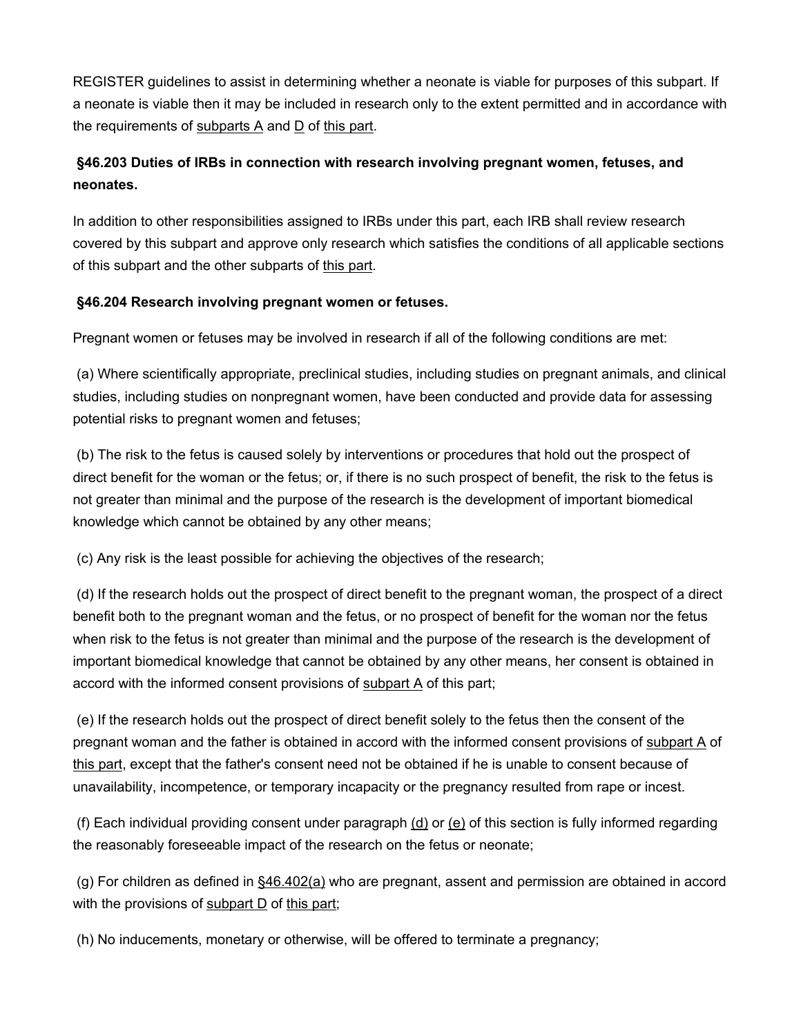REGISTER guidelines to assist in determining whether a neonate is viable for purposes of this subpart. If a neonate is viable then it may be included in research only to the extent permitted and in accordance with the requirements of subparts A and D of this part.

### §46.203 Duties of IRBs in connection with research involving pregnant women, fetuses, and neonates.

In addition to other responsibilities assigned to IRBs under this part, each IRB shall review research covered by this subpart and approve only research which satisfies the conditions of all applicable sections of this subpart and the other subparts of this part.

### §46.204 Research involving pregnant women or fetuses.

Pregnant women or fetuses may be involved in research if all of the following conditions are met:

(a) Where scientifically appropriate, preclinical studies, including studies on pregnant animals, and clinical studies, including studies on nonpregnant women, have been conducted and provide data for assessing potential risks to pregnant women and fetuses;

(b) The risk to the fetus is caused solely by interventions or procedures that hold out the prospect of direct benefit for the woman or the fetus; or, if there is no such prospect of benefit, the risk to the fetus is not greater than minimal and the purpose of the research is the development of important biomedical knowledge which cannot be obtained by any other means;

(c) Any risk is the least possible for achieving the objectives of the research;

(d) If the research holds out the prospect of direct benefit to the pregnant woman, the prospect of a direct benefit both to the pregnant woman and the fetus, or no prospect of benefit for the woman nor the fetus when risk to the fetus is not greater than minimal and the purpose of the research is the development of important biomedical knowledge that cannot be obtained by any other means, her consent is obtained in accord with the informed consent provisions of subpart A of this part;

(e) If the research holds out the prospect of direct benefit solely to the fetus then the consent of the pregnant woman and the father is obtained in accord with the informed consent provisions of subpart A of this part, except that the father's consent need not be obtained if he is unable to consent because of unavailability, incompetence, or temporary incapacity or the pregnancy resulted from rape or incest.

(f) Each individual providing consent under paragraph (d) or (e) of this section is fully informed regarding the reasonably foreseeable impact of the research on the fetus or neonate;

(g) For children as defined in §46.402(a) who are pregnant, assent and permission are obtained in accord with the provisions of subpart D of this part;

(h) No inducements, monetary or otherwise, will be offered to terminate a pregnancy;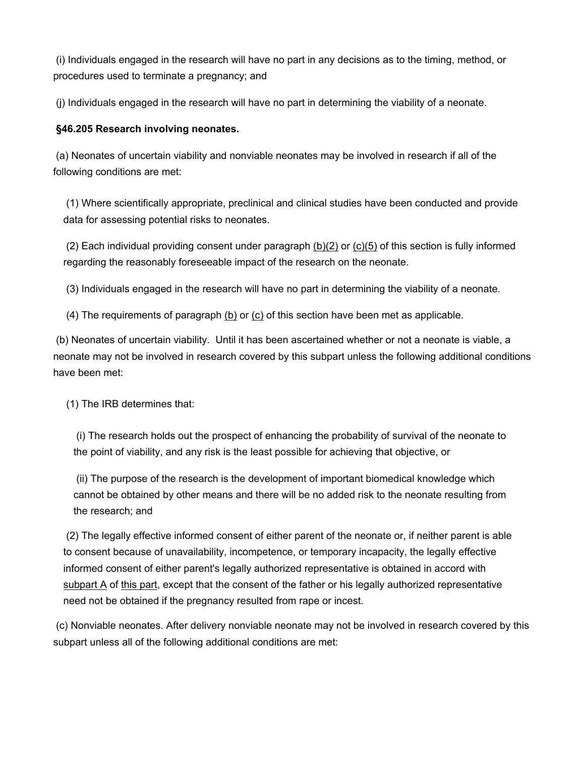(i) Individuals engaged in the research will have no part in any decisions as to the timing, method, or procedures used to terminate a pregnancy; and

(j) Individuals engaged in the research will have no part in determining the viability of a neonate.

**§46.205 Research involving neonates.**

(a) Neonates of uncertain viability and nonviable neonates may be involved in research if all of the following conditions are met:

(1) Where scientifically appropriate, preclinical and clinical studies have been conducted and provide data for assessing potential risks to neonates.

(2) Each individual providing consent under paragraph (b)(2) or (c)(5) of this section is fully informed regarding the reasonably foreseeable impact of the research on the neonate.

(3) Individuals engaged in the research will have no part in determining the viability of a neonate.

(4) The requirements of paragraph (b) or (c) of this section have been met as applicable.

(b) Neonates of uncertain viability. Until it has been ascertained whether or not a neonate is viable, a neonate may not be involved in research covered by this subpart unless the following additional conditions have been met:

(1) The IRB determines that:

(i) The research holds out the prospect of enhancing the probability of survival of the neonate to the point of viability, and any risk is the least possible for achieving that objective, or

(ii) The purpose of the research is the development of important biomedical knowledge which cannot be obtained by other means and there will be no added risk to the neonate resulting from the research; and

(2) The legally effective informed consent of either parent of the neonate or, if neither parent is able to consent because of unavailability, incompetence, or temporary incapacity, the legally effective informed consent of either parent's legally authorized representative is obtained in accord with subpart A of this part, except that the consent of the father or his legally authorized representative need not be obtained if the pregnancy resulted from rape or incest.

(c) Nonviable neonates. After delivery nonviable neonate may not be involved in research covered by this subpart unless all of the following additional conditions are met: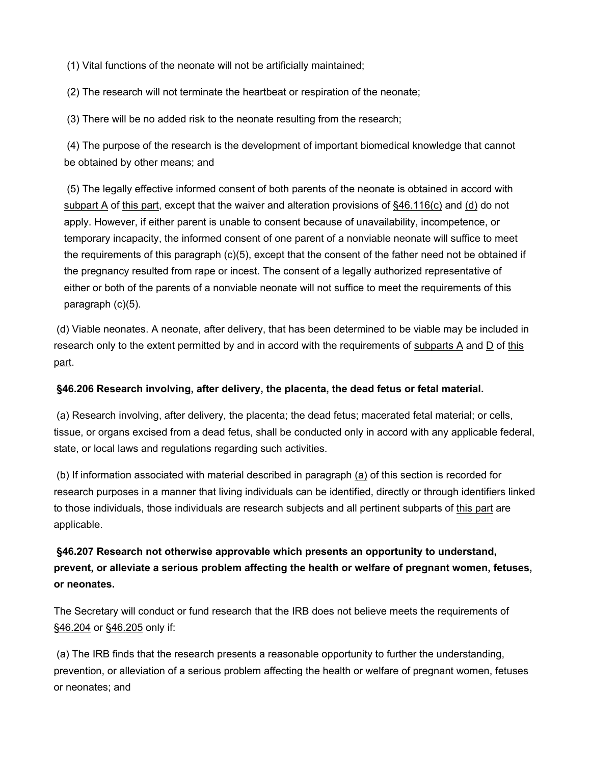(1) Vital functions of the neonate will not be artificially maintained;

(2) The research will not terminate the heartbeat or respiration of the neonate;

(3) There will be no added risk to the neonate resulting from the research;

(4) The purpose of the research is the development of important biomedical knowledge that cannot be obtained by other means; and

(5) The legally effective informed consent of both parents of the neonate is obtained in accord with subpart A of this part, except that the waiver and alteration provisions of §46.116(c) and (d) do not apply. However, if either parent is unable to consent because of unavailability, incompetence, or temporary incapacity, the informed consent of one parent of a nonviable neonate will suffice to meet the requirements of this paragraph (c)(5), except that the consent of the father need not be obtained if the pregnancy resulted from rape or incest. The consent of a legally authorized representative of either or both of the parents of a nonviable neonate will not suffice to meet the requirements of this paragraph (c)(5).

(d) Viable neonates. A neonate, after delivery, that has been determined to be viable may be included in research only to the extent permitted by and in accord with the requirements of subparts A and D of this part.

### §46.206 Research involving, after delivery, the placenta, the dead fetus or fetal material.

(a) Research involving, after delivery, the placenta; the dead fetus; macerated fetal material; or cells, tissue, or organs excised from a dead fetus, shall be conducted only in accord with any applicable federal, state, or local laws and regulations regarding such activities.

(b) If information associated with material described in paragraph (a) of this section is recorded for research purposes in a manner that living individuals can be identified, directly or through identifiers linked to those individuals, those individuals are research subjects and all pertinent subparts of this part are applicable.

### §46.207 Research not otherwise approvable which presents an opportunity to understand, prevent, or alleviate a serious problem affecting the health or welfare of pregnant women, fetuses, or neonates.

The Secretary will conduct or fund research that the IRB does not believe meets the requirements of §46.204 or §46.205 only if:

(a) The IRB finds that the research presents a reasonable opportunity to further the understanding, prevention, or alleviation of a serious problem affecting the health or welfare of pregnant women, fetuses or neonates; and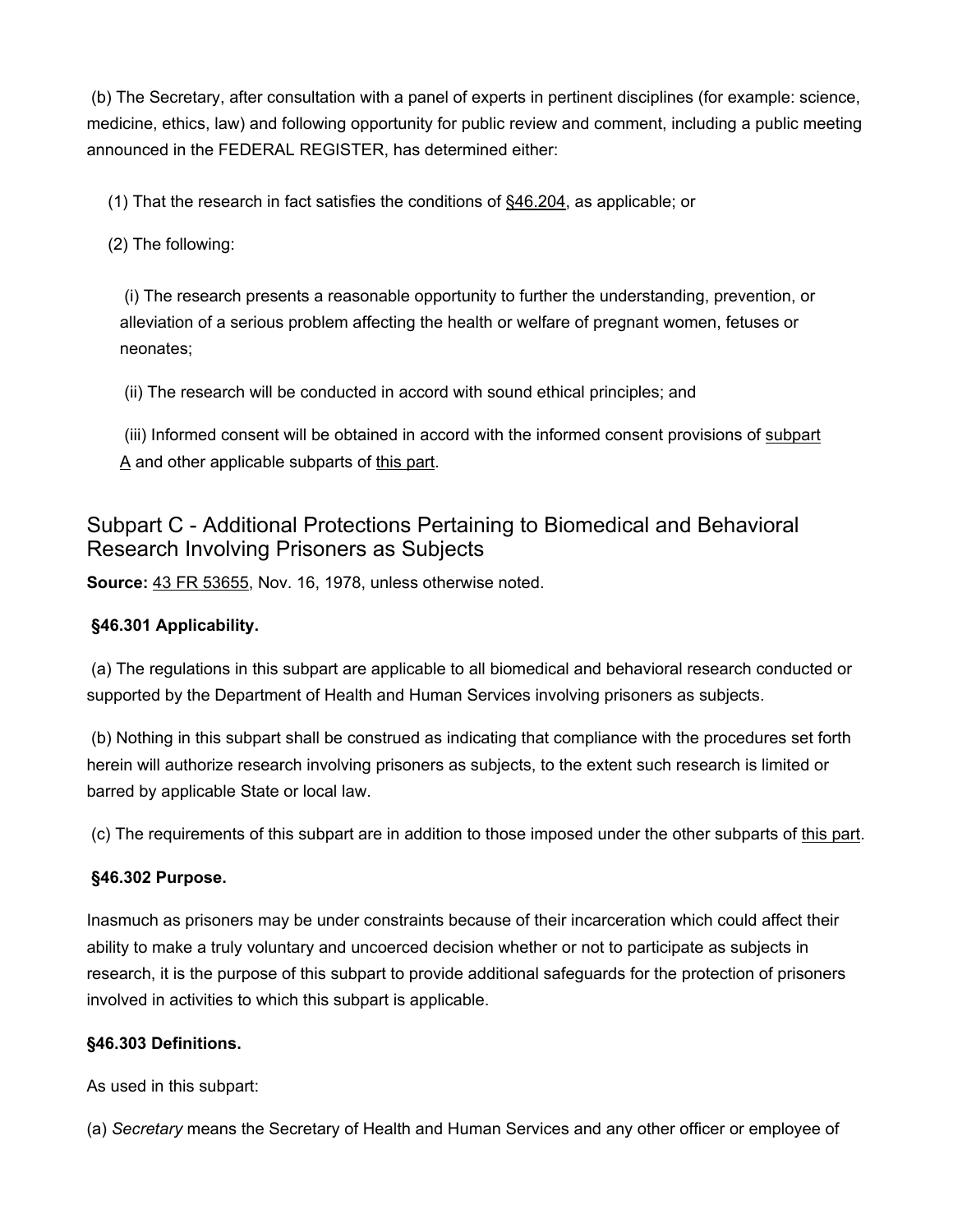(b) The Secretary, after consultation with a panel of experts in pertinent disciplines (for example: science, medicine, ethics, law) and following opportunity for public review and comment, including a public meeting announced in the FEDERAL REGISTER, has determined either:

(1) That the research in fact satisfies the conditions of §46.204, as applicable; or

(2) The following:

(i) The research presents a reasonable opportunity to further the understanding, prevention, or alleviation of a serious problem affecting the health or welfare of pregnant women, fetuses or neonates;

(ii) The research will be conducted in accord with sound ethical principles; and

(iii) Informed consent will be obtained in accord with the informed consent provisions of subpart A and other applicable subparts of this part.

## Subpart C - Additional Protections Pertaining to Biomedical and Behavioral Research Involving Prisoners as Subjects

**Source:** 43 FR 53655, Nov. 16, 1978, unless otherwise noted.

### §46.301 Applicability.

(a) The regulations in this subpart are applicable to all biomedical and behavioral research conducted or supported by the Department of Health and Human Services involving prisoners as subjects.

(b) Nothing in this subpart shall be construed as indicating that compliance with the procedures set forth herein will authorize research involving prisoners as subjects, to the extent such research is limited or barred by applicable State or local law.

(c) The requirements of this subpart are in addition to those imposed under the other subparts of this part.

### §46.302 Purpose.

Inasmuch as prisoners may be under constraints because of their incarceration which could affect their ability to make a truly voluntary and uncoerced decision whether or not to participate as subjects in research, it is the purpose of this subpart to provide additional safeguards for the protection of prisoners involved in activities to which this subpart is applicable.

### §46.303 Definitions.

As used in this subpart:

(a) *Secretary* means the Secretary of Health and Human Services and any other officer or employee of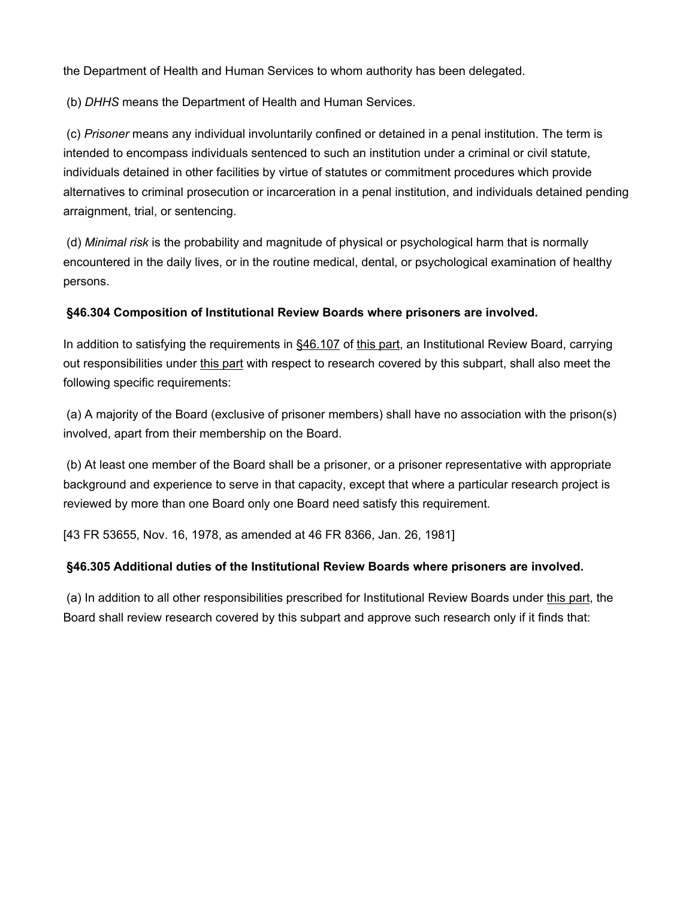the Department of Health and Human Services to whom authority has been delegated.

(b) *DHHS* means the Department of Health and Human Services.

(c) *Prisoner* means any individual involuntarily confined or detained in a penal institution. The term is intended to encompass individuals sentenced to such an institution under a criminal or civil statute, individuals detained in other facilities by virtue of statutes or commitment procedures which provide alternatives to criminal prosecution or incarceration in a penal institution, and individuals detained pending arraignment, trial, or sentencing.

(d) *Minimal risk* is the probability and magnitude of physical or psychological harm that is normally encountered in the daily lives, or in the routine medical, dental, or psychological examination of healthy persons.

**§46.304 Composition of Institutional Review Boards where prisoners are involved.**

In addition to satisfying the requirements in §46.107 of this part, an Institutional Review Board, carrying out responsibilities under this part with respect to research covered by this subpart, shall also meet the following specific requirements:

(a) A majority of the Board (exclusive of prisoner members) shall have no association with the prison(s) involved, apart from their membership on the Board.

(b) At least one member of the Board shall be a prisoner, or a prisoner representative with appropriate background and experience to serve in that capacity, except that where a particular research project is reviewed by more than one Board only one Board need satisfy this requirement.

[43 FR 53655, Nov. 16, 1978, as amended at 46 FR 8366, Jan. 26, 1981]

**§46.305 Additional duties of the Institutional Review Boards where prisoners are involved.**

(a) In addition to all other responsibilities prescribed for Institutional Review Boards under this part, the Board shall review research covered by this subpart and approve such research only if it finds that: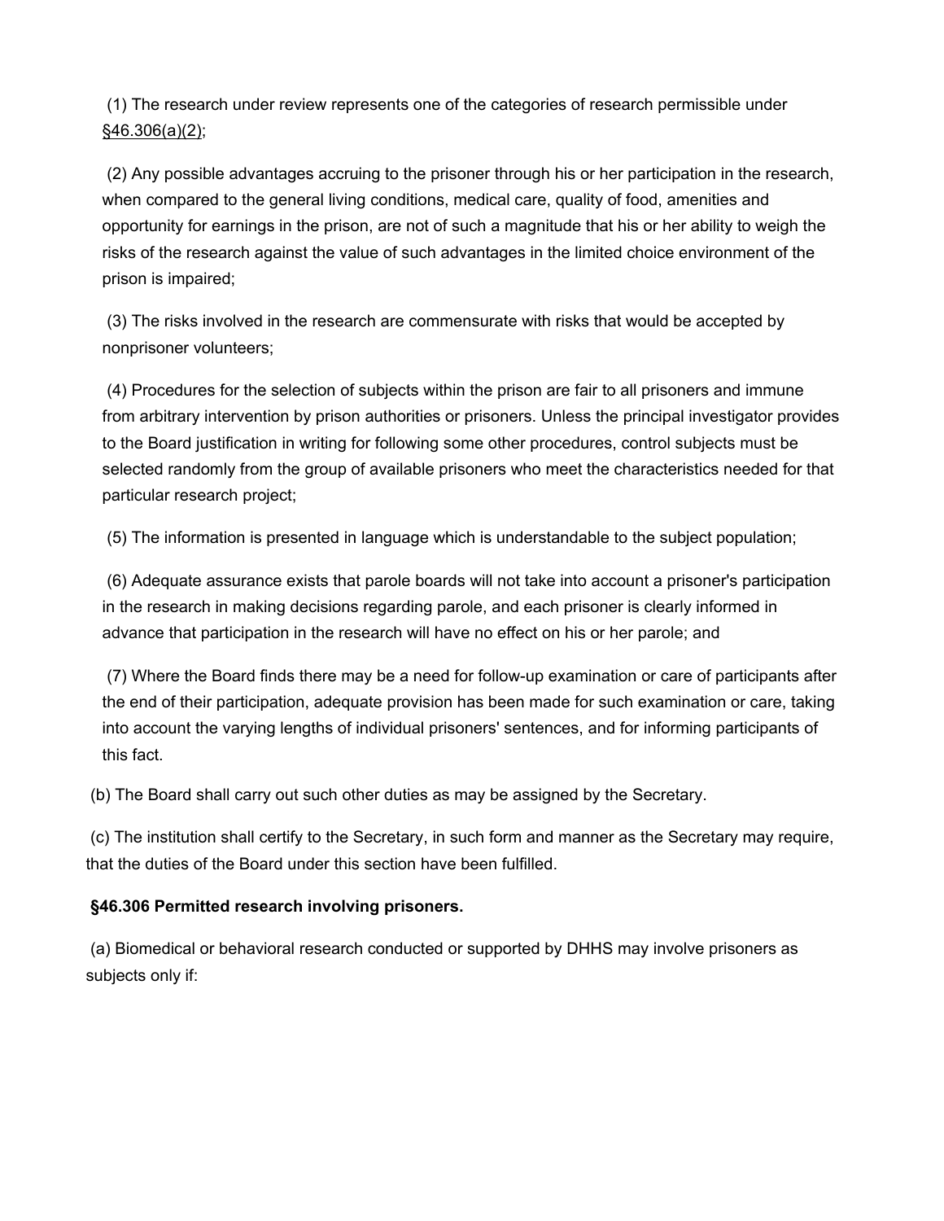(1) The research under review represents one of the categories of research permissible under §46.306(a)(2);

(2) Any possible advantages accruing to the prisoner through his or her participation in the research, when compared to the general living conditions, medical care, quality of food, amenities and opportunity for earnings in the prison, are not of such a magnitude that his or her ability to weigh the risks of the research against the value of such advantages in the limited choice environment of the prison is impaired;

(3) The risks involved in the research are commensurate with risks that would be accepted by nonprisoner volunteers;

(4) Procedures for the selection of subjects within the prison are fair to all prisoners and immune from arbitrary intervention by prison authorities or prisoners. Unless the principal investigator provides to the Board justification in writing for following some other procedures, control subjects must be selected randomly from the group of available prisoners who meet the characteristics needed for that particular research project;

(5) The information is presented in language which is understandable to the subject population;

(6) Adequate assurance exists that parole boards will not take into account a prisoner's participation in the research in making decisions regarding parole, and each prisoner is clearly informed in advance that participation in the research will have no effect on his or her parole; and

(7) Where the Board finds there may be a need for follow-up examination or care of participants after the end of their participation, adequate provision has been made for such examination or care, taking into account the varying lengths of individual prisoners' sentences, and for informing participants of this fact.

(b) The Board shall carry out such other duties as may be assigned by the Secretary.

(c) The institution shall certify to the Secretary, in such form and manner as the Secretary may require, that the duties of the Board under this section have been fulfilled.

**§46.306 Permitted research involving prisoners.**

(a) Biomedical or behavioral research conducted or supported by DHHS may involve prisoners as subjects only if: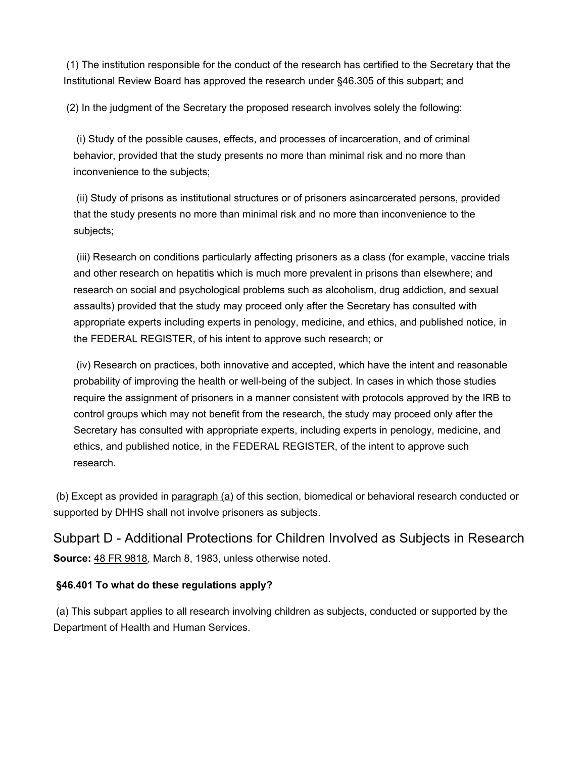(1) The institution responsible for the conduct of the research has certified to the Secretary that the Institutional Review Board has approved the research under §46.305 of this subpart; and

(2) In the judgment of the Secretary the proposed research involves solely the following:

(i) Study of the possible causes, effects, and processes of incarceration, and of criminal behavior, provided that the study presents no more than minimal risk and no more than inconvenience to the subjects;

(ii) Study of prisons as institutional structures or of prisoners asincarcerated persons, provided that the study presents no more than minimal risk and no more than inconvenience to the subjects;

(iii) Research on conditions particularly affecting prisoners as a class (for example, vaccine trials and other research on hepatitis which is much more prevalent in prisons than elsewhere; and research on social and psychological problems such as alcoholism, drug addiction, and sexual assaults) provided that the study may proceed only after the Secretary has consulted with appropriate experts including experts in penology, medicine, and ethics, and published notice, in the FEDERAL REGISTER, of his intent to approve such research; or

(iv) Research on practices, both innovative and accepted, which have the intent and reasonable probability of improving the health or well-being of the subject. In cases in which those studies require the assignment of prisoners in a manner consistent with protocols approved by the IRB to control groups which may not benefit from the research, the study may proceed only after the Secretary has consulted with appropriate experts, including experts in penology, medicine, and ethics, and published notice, in the FEDERAL REGISTER, of the intent to approve such research.

(b) Except as provided in paragraph (a) of this section, biomedical or behavioral research conducted or supported by DHHS shall not involve prisoners as subjects.

## Subpart D - Additional Protections for Children Involved as Subjects in Research

**Source:** 48 FR 9818, March 8, 1983, unless otherwise noted.

### §46.401 To what do these regulations apply?

(a) This subpart applies to all research involving children as subjects, conducted or supported by the Department of Health and Human Services.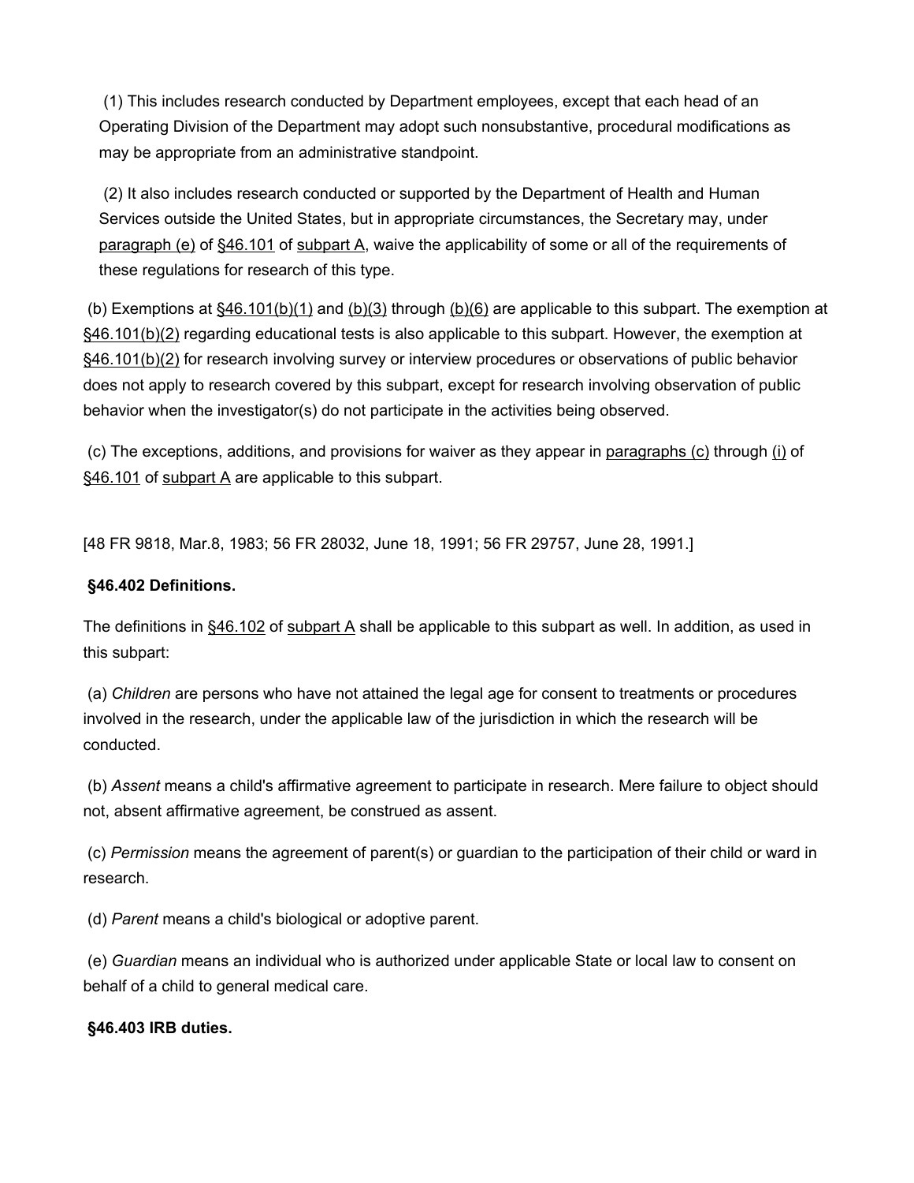(1) This includes research conducted by Department employees, except that each head of an Operating Division of the Department may adopt such nonsubstantive, procedural modifications as may be appropriate from an administrative standpoint.

(2) It also includes research conducted or supported by the Department of Health and Human Services outside the United States, but in appropriate circumstances, the Secretary may, under paragraph (e) of §46.101 of subpart A, waive the applicability of some or all of the requirements of these regulations for research of this type.

(b) Exemptions at §46.101(b)(1) and (b)(3) through (b)(6) are applicable to this subpart. The exemption at §46.101(b)(2) regarding educational tests is also applicable to this subpart. However, the exemption at §46.101(b)(2) for research involving survey or interview procedures or observations of public behavior does not apply to research covered by this subpart, except for research involving observation of public behavior when the investigator(s) do not participate in the activities being observed.

(c) The exceptions, additions, and provisions for waiver as they appear in paragraphs (c) through (i) of §46.101 of subpart A are applicable to this subpart.

[48 FR 9818, Mar.8, 1983; 56 FR 28032, June 18, 1991; 56 FR 29757, June 28, 1991.]

**§46.402 Definitions.**

The definitions in §46.102 of subpart A shall be applicable to this subpart as well. In addition, as used in this subpart:

(a) *Children* are persons who have not attained the legal age for consent to treatments or procedures involved in the research, under the applicable law of the jurisdiction in which the research will be conducted.

(b) *Assent* means a child's affirmative agreement to participate in research. Mere failure to object should not, absent affirmative agreement, be construed as assent.

(c) *Permission* means the agreement of parent(s) or guardian to the participation of their child or ward in research.

(d) *Parent* means a child's biological or adoptive parent.

(e) *Guardian* means an individual who is authorized under applicable State or local law to consent on behalf of a child to general medical care.

**§46.403 IRB duties.**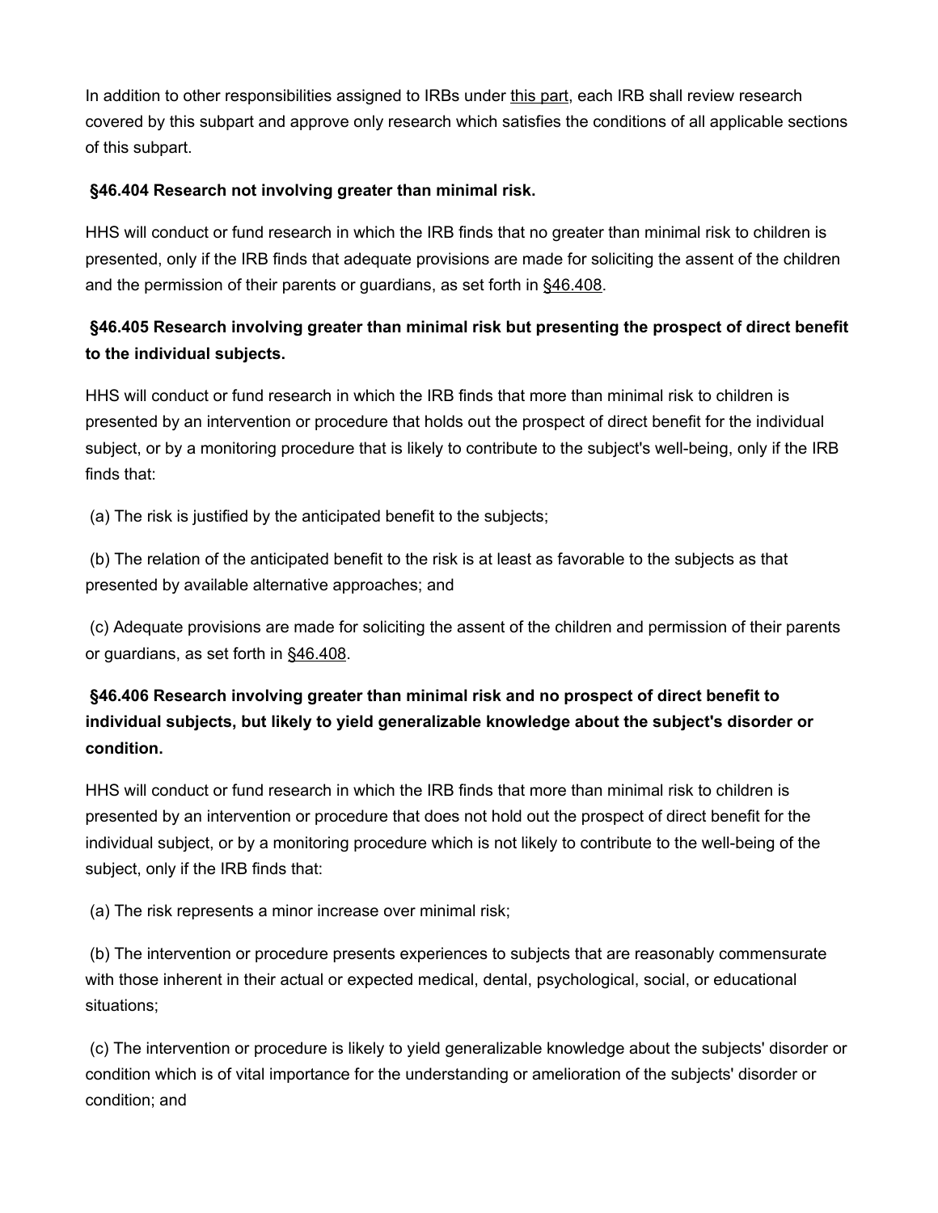In addition to other responsibilities assigned to IRBs under this part, each IRB shall review research covered by this subpart and approve only research which satisfies the conditions of all applicable sections of this subpart.

### §46.404 Research not involving greater than minimal risk.

HHS will conduct or fund research in which the IRB finds that no greater than minimal risk to children is presented, only if the IRB finds that adequate provisions are made for soliciting the assent of the children and the permission of their parents or guardians, as set forth in §46.408.

### §46.405 Research involving greater than minimal risk but presenting the prospect of direct benefit to the individual subjects.

HHS will conduct or fund research in which the IRB finds that more than minimal risk to children is presented by an intervention or procedure that holds out the prospect of direct benefit for the individual subject, or by a monitoring procedure that is likely to contribute to the subject's well-being, only if the IRB finds that:

(a) The risk is justified by the anticipated benefit to the subjects;

(b) The relation of the anticipated benefit to the risk is at least as favorable to the subjects as that presented by available alternative approaches; and

(c) Adequate provisions are made for soliciting the assent of the children and permission of their parents or guardians, as set forth in §46.408.

### §46.406 Research involving greater than minimal risk and no prospect of direct benefit to individual subjects, but likely to yield generalizable knowledge about the subject's disorder or condition.

HHS will conduct or fund research in which the IRB finds that more than minimal risk to children is presented by an intervention or procedure that does not hold out the prospect of direct benefit for the individual subject, or by a monitoring procedure which is not likely to contribute to the well-being of the subject, only if the IRB finds that:

(a) The risk represents a minor increase over minimal risk;

(b) The intervention or procedure presents experiences to subjects that are reasonably commensurate with those inherent in their actual or expected medical, dental, psychological, social, or educational situations;

(c) The intervention or procedure is likely to yield generalizable knowledge about the subjects' disorder or condition which is of vital importance for the understanding or amelioration of the subjects' disorder or condition; and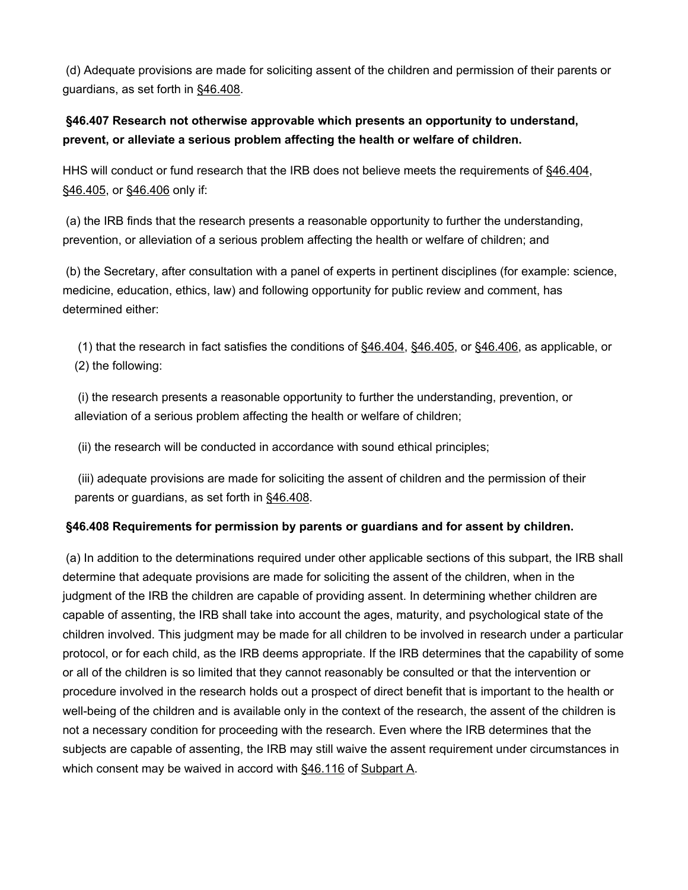(d) Adequate provisions are made for soliciting assent of the children and permission of their parents or guardians, as set forth in §46.408.

### §46.407 Research not otherwise approvable which presents an opportunity to understand, prevent, or alleviate a serious problem affecting the health or welfare of children.

HHS will conduct or fund research that the IRB does not believe meets the requirements of §46.404, §46.405, or §46.406 only if:

(a) the IRB finds that the research presents a reasonable opportunity to further the understanding, prevention, or alleviation of a serious problem affecting the health or welfare of children; and

(b) the Secretary, after consultation with a panel of experts in pertinent disciplines (for example: science, medicine, education, ethics, law) and following opportunity for public review and comment, has determined either:

(1) that the research in fact satisfies the conditions of §46.404, §46.405, or §46.406, as applicable, or (2) the following:

(i) the research presents a reasonable opportunity to further the understanding, prevention, or alleviation of a serious problem affecting the health or welfare of children;

(ii) the research will be conducted in accordance with sound ethical principles;

(iii) adequate provisions are made for soliciting the assent of children and the permission of their parents or guardians, as set forth in §46.408.

### §46.408 Requirements for permission by parents or guardians and for assent by children.

(a) In addition to the determinations required under other applicable sections of this subpart, the IRB shall determine that adequate provisions are made for soliciting the assent of the children, when in the judgment of the IRB the children are capable of providing assent. In determining whether children are capable of assenting, the IRB shall take into account the ages, maturity, and psychological state of the children involved. This judgment may be made for all children to be involved in research under a particular protocol, or for each child, as the IRB deems appropriate. If the IRB determines that the capability of some or all of the children is so limited that they cannot reasonably be consulted or that the intervention or procedure involved in the research holds out a prospect of direct benefit that is important to the health or well-being of the children and is available only in the context of the research, the assent of the children is not a necessary condition for proceeding with the research. Even where the IRB determines that the subjects are capable of assenting, the IRB may still waive the assent requirement under circumstances in which consent may be waived in accord with §46.116 of Subpart A.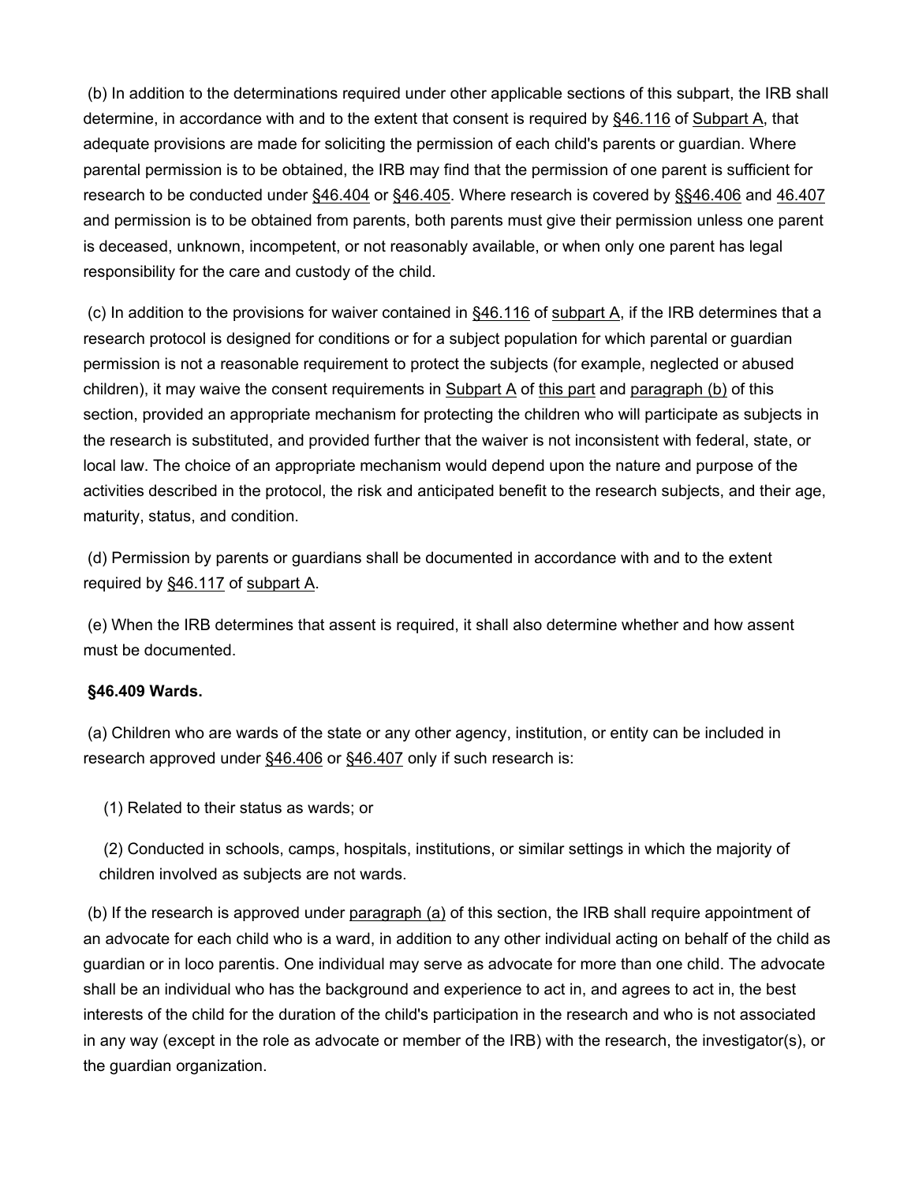(b) In addition to the determinations required under other applicable sections of this subpart, the IRB shall determine, in accordance with and to the extent that consent is required by §46.116 of Subpart A, that adequate provisions are made for soliciting the permission of each child's parents or guardian. Where parental permission is to be obtained, the IRB may find that the permission of one parent is sufficient for research to be conducted under §46.404 or §46.405. Where research is covered by §§46.406 and 46.407 and permission is to be obtained from parents, both parents must give their permission unless one parent is deceased, unknown, incompetent, or not reasonably available, or when only one parent has legal responsibility for the care and custody of the child.

(c) In addition to the provisions for waiver contained in §46.116 of subpart A, if the IRB determines that a research protocol is designed for conditions or for a subject population for which parental or guardian permission is not a reasonable requirement to protect the subjects (for example, neglected or abused children), it may waive the consent requirements in Subpart A of this part and paragraph (b) of this section, provided an appropriate mechanism for protecting the children who will participate as subjects in the research is substituted, and provided further that the waiver is not inconsistent with federal, state, or local law. The choice of an appropriate mechanism would depend upon the nature and purpose of the activities described in the protocol, the risk and anticipated benefit to the research subjects, and their age, maturity, status, and condition.

(d) Permission by parents or guardians shall be documented in accordance with and to the extent required by §46.117 of subpart A.

(e) When the IRB determines that assent is required, it shall also determine whether and how assent must be documented.

**§46.409 Wards.**

(a) Children who are wards of the state or any other agency, institution, or entity can be included in research approved under §46.406 or §46.407 only if such research is:

(1) Related to their status as wards; or

(2) Conducted in schools, camps, hospitals, institutions, or similar settings in which the majority of children involved as subjects are not wards.

(b) If the research is approved under paragraph (a) of this section, the IRB shall require appointment of an advocate for each child who is a ward, in addition to any other individual acting on behalf of the child as guardian or in loco parentis. One individual may serve as advocate for more than one child. The advocate shall be an individual who has the background and experience to act in, and agrees to act in, the best interests of the child for the duration of the child's participation in the research and who is not associated in any way (except in the role as advocate or member of the IRB) with the research, the investigator(s), or the guardian organization.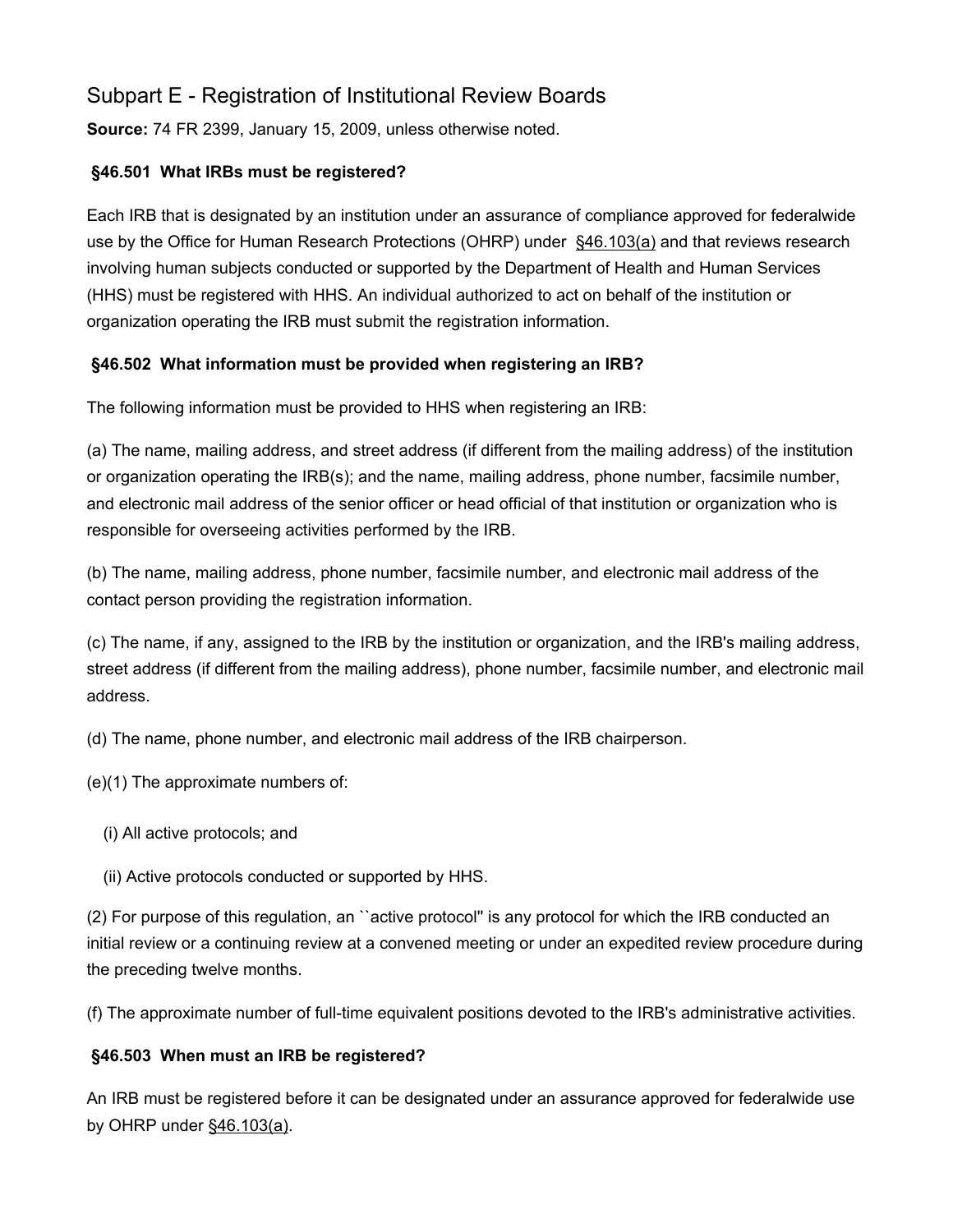## Subpart E - Registration of Institutional Review Boards

**Source:** 74 FR 2399, January 15, 2009, unless otherwise noted.

### §46.501 What IRBs must be registered?

Each IRB that is designated by an institution under an assurance of compliance approved for federalwide use by the Office for Human Research Protections (OHRP) under §46.103(a) and that reviews research involving human subjects conducted or supported by the Department of Health and Human Services (HHS) must be registered with HHS. An individual authorized to act on behalf of the institution or organization operating the IRB must submit the registration information.

### §46.502 What information must be provided when registering an IRB?

The following information must be provided to HHS when registering an IRB:

(a) The name, mailing address, and street address (if different from the mailing address) of the institution or organization operating the IRB(s); and the name, mailing address, phone number, facsimile number, and electronic mail address of the senior officer or head official of that institution or organization who is responsible for overseeing activities performed by the IRB.

(b) The name, mailing address, phone number, facsimile number, and electronic mail address of the contact person providing the registration information.

(c) The name, if any, assigned to the IRB by the institution or organization, and the IRB's mailing address, street address (if different from the mailing address), phone number, facsimile number, and electronic mail address.

(d) The name, phone number, and electronic mail address of the IRB chairperson.

(e)(1) The approximate numbers of:

(i) All active protocols; and

(ii) Active protocols conducted or supported by HHS.

(2) For purpose of this regulation, an ``active protocol'' is any protocol for which the IRB conducted an initial review or a continuing review at a convened meeting or under an expedited review procedure during the preceding twelve months.

(f) The approximate number of full-time equivalent positions devoted to the IRB's administrative activities.

### §46.503 When must an IRB be registered?

An IRB must be registered before it can be designated under an assurance approved for federalwide use by OHRP under §46.103(a).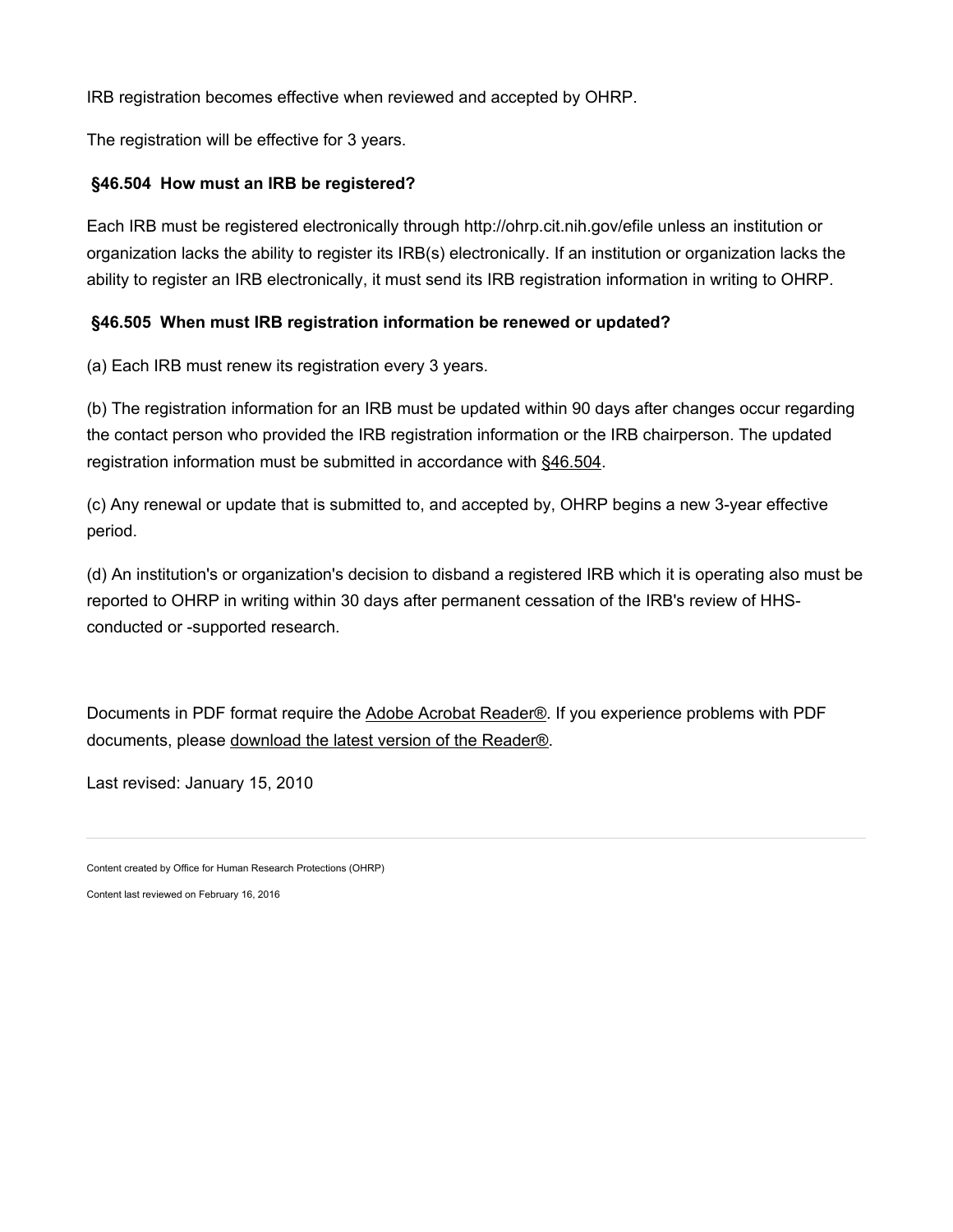IRB registration becomes effective when reviewed and accepted by OHRP.

The registration will be effective for 3 years.

### §46.504 How must an IRB be registered?

Each IRB must be registered electronically through http://ohrp.cit.nih.gov/efile unless an institution or organization lacks the ability to register its IRB(s) electronically. If an institution or organization lacks the ability to register an IRB electronically, it must send its IRB registration information in writing to OHRP.

### §46.505 When must IRB registration information be renewed or updated?

(a) Each IRB must renew its registration every 3 years.

(b) The registration information for an IRB must be updated within 90 days after changes occur regarding the contact person who provided the IRB registration information or the IRB chairperson. The updated registration information must be submitted in accordance with §46.504.

(c) Any renewal or update that is submitted to, and accepted by, OHRP begins a new 3-year effective period.

(d) An institution's or organization's decision to disband a registered IRB which it is operating also must be reported to OHRP in writing within 30 days after permanent cessation of the IRB's review of HHS-conducted or -supported research.

Documents in PDF format require the Adobe Acrobat Reader®. If you experience problems with PDF documents, please download the latest version of the Reader®.

Last revised: January 15, 2010

---

Content created by Office for Human Research Protections (OHRP)

Content last reviewed on February 16, 2016